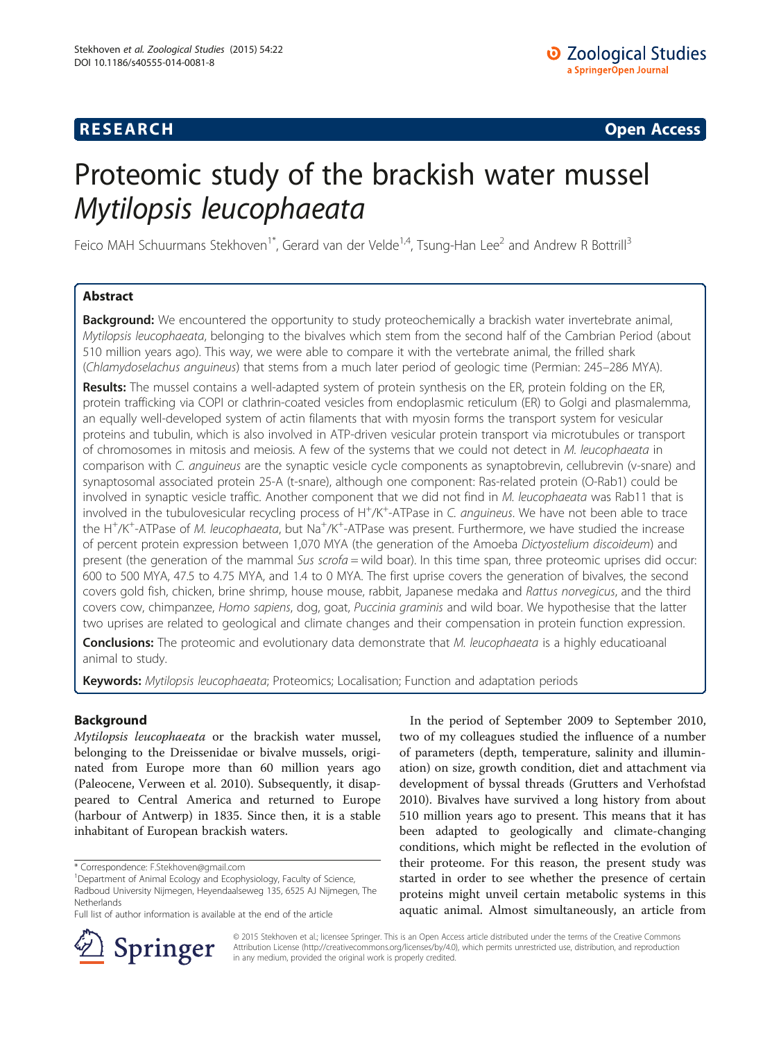**RESEARCH** **Open Access**

# Proteomic study of the brackish water mussel *Mytilopsis leucophaeata*

Feico MAH Schuurmans Stekhoven[1*], Gerard van der Velde[1,4], Tsung-Han Lee[2] and Andrew R Bottrill[3]

## Abstract

**Background:** We encountered the opportunity to study proteochemically a brackish water invertebrate animal, *Mytilopsis leucophaeata*, belonging to the bivalves which stem from the second half of the Cambrian Period (about 510 million years ago). This way, we were able to compare it with the vertebrate animal, the frilled shark (*Chlamydoselachus anguineus*) that stems from a much later period of geologic time (Permian: 245–286 MYA).

**Results:** The mussel contains a well-adapted system of protein synthesis on the ER, protein folding on the ER, protein trafficking via COPI or clathrin-coated vesicles from endoplasmic reticulum (ER) to Golgi and plasmalemma, an equally well-developed system of actin filaments that with myosin forms the transport system for vesicular proteins and tubulin, which is also involved in ATP-driven vesicular protein transport via microtubules or transport of chromosomes in mitosis and meiosis. A few of the systems that we could not detect in *M. leucophaeata* in comparison with *C. anguineus* are the synaptic vesicle cycle components as synaptobrevin, cellubrevin (v-snare) and synaptosomal associated protein 25-A (t-snare), although one component: Ras-related protein (O-Rab1) could be involved in synaptic vesicle traffic. Another component that we did not find in *M. leucophaeata* was Rab11 that is involved in the tubulovesicular recycling process of $H^+/K^+$-ATPase in *C. anguineus*. We have not been able to trace the $H^+/K^+$-ATPase of *M. leucophaeata*, but $Na^+/K^+$-ATPase was present. Furthermore, we have studied the increase of percent protein expression between 1,070 MYA (the generation of the Amoeba *Dictyostelium discoideum*) and present (the generation of the mammal *Sus scrofa* = wild boar). In this time span, three proteomic uprises did occur: 600 to 500 MYA, 47.5 to 4.75 MYA, and 1.4 to 0 MYA. The first uprise covers the generation of bivalves, the second covers gold fish, chicken, brine shrimp, house mouse, rabbit, Japanese medaka and *Rattus norvegicus*, and the third covers cow, chimpanzee, *Homo sapiens*, dog, goat, *Puccinia graminis* and wild boar. We hypothesise that the latter two uprises are related to geological and climate changes and their compensation in protein function expression.

**Conclusions:** The proteomic and evolutionary data demonstrate that *M. leucophaeata* is a highly educatioanal animal to study.

**Keywords:** *Mytilopsis leucophaeata*; Proteomics; Localisation; Function and adaptation periods

## Background

*Mytilopsis leucophaeata* or the brackish water mussel, belonging to the Dreissenidae or bivalve mussels, originated from Europe more than 60 million years ago (Paleocene, Verween et al. 2010). Subsequently, it disappeared to Central America and returned to Europe (harbour of Antwerp) in 1835. Since then, it is a stable inhabitant of European brackish waters.

In the period of September 2009 to September 2010, two of my colleagues studied the influence of a number of parameters (depth, temperature, salinity and illumination) on size, growth condition, diet and attachment via development of byssal threads (Grutters and Verhofstad 2010). Bivalves have survived a long history from about 510 million years ago to present. This means that it has been adapted to geologically and climate-changing conditions, which might be reflected in the evolution of their proteome. For this reason, the present study was started in order to see whether the presence of certain proteins might unveil certain metabolic systems in this aquatic animal. Almost simultaneously, an article from

---

* Correspondence: F.Stekhoven@gmail.com
[1]Department of Animal Ecology and Ecophysiology, Faculty of Science, Radboud University Nijmegen, Heyendaalseweg 135, 6525 AJ Nijmegen, The Netherlands
Full list of author information is available at the end of the article

© 2015 Stekhoven et al.; licensee Springer. This is an Open Access article distributed under the terms of the Creative Commons Attribution License (http://creativecommons.org/licenses/by/4.0), which permits unrestricted use, distribution, and reproduction in any medium, provided the original work is properly credited.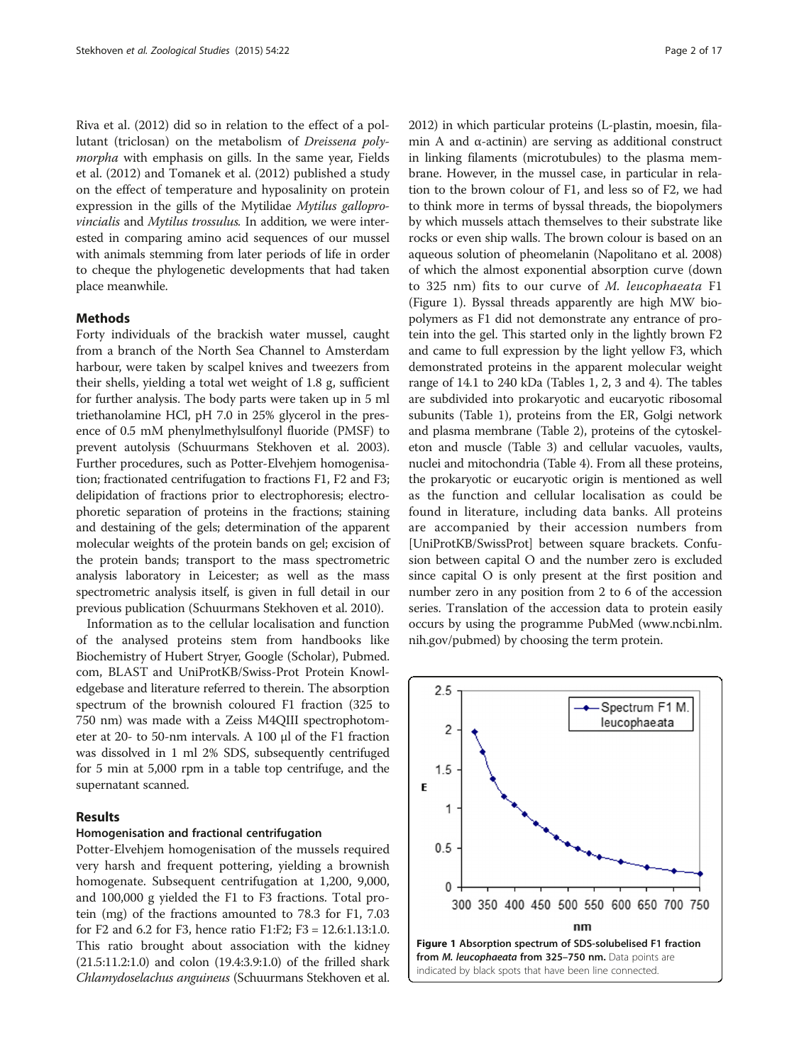Riva et al. (2012) did so in relation to the effect of a pollutant (triclosan) on the metabolism of *Dreissena polymorpha* with emphasis on gills. In the same year, Fields et al. (2012) and Tomanek et al. (2012) published a study on the effect of temperature and hyposalinity on protein expression in the gills of the Mytilidae *Mytilus galloprovincialis* and *Mytilus trossulus*. In addition, we were interested in comparing amino acid sequences of our mussel with animals stemming from later periods of life in order to cheque the phylogenetic developments that had taken place meanwhile.

## Methods

Forty individuals of the brackish water mussel, caught from a branch of the North Sea Channel to Amsterdam harbour, were taken by scalpel knives and tweezers from their shells, yielding a total wet weight of 1.8 g, sufficient for further analysis. The body parts were taken up in 5 ml triethanolamine HCl, pH 7.0 in 25% glycerol in the presence of 0.5 mM phenylmethylsulfonyl fluoride (PMSF) to prevent autolysis (Schuurmans Stekhoven et al. 2003). Further procedures, such as Potter-Elvehjem homogenisation; fractionated centrifugation to fractions F1, F2 and F3; delipidation of fractions prior to electrophoresis; electrophoretic separation of proteins in the fractions; staining and destaining of the gels; determination of the apparent molecular weights of the protein bands on gel; excision of the protein bands; transport to the mass spectrometric analysis laboratory in Leicester; as well as the mass spectrometric analysis itself, is given in full detail in our previous publication (Schuurmans Stekhoven et al. 2010).

Information as to the cellular localisation and function of the analysed proteins stem from handbooks like Biochemistry of Hubert Stryer, Google (Scholar), Pubmed.com, BLAST and UniProtKB/Swiss-Prot Protein Knowledgebase and literature referred to therein. The absorption spectrum of the brownish coloured F1 fraction (325 to 750 nm) was made with a Zeiss M4QIII spectrophotometer at 20- to 50-nm intervals. A 100 μl of the F1 fraction was dissolved in 1 ml 2% SDS, subsequently centrifuged for 5 min at 5,000 rpm in a table top centrifuge, and the supernatant scanned.

## Results

### Homogenisation and fractional centrifugation

Potter-Elvehjem homogenisation of the mussels required very harsh and frequent pottering, yielding a brownish homogenate. Subsequent centrifugation at 1,200, 9,000, and 100,000 g yielded the F1 to F3 fractions. Total protein (mg) of the fractions amounted to 78.3 for F1, 7.03 for F2 and 6.2 for F3, hence ratio F1:F2; F3 = 12.6:1.13:1.0. This ratio brought about association with the kidney (21.5:11.2:1.0) and colon (19.4:3.9:1.0) of the frilled shark *Chlamydoselachus anguineus* (Schuurmans Stekhoven et al. 2012) in which particular proteins (L-plastin, moesin, filamin A and α-actinin) are serving as additional construct in linking filaments (microtubules) to the plasma membrane. However, in the mussel case, in particular in relation to the brown colour of F1, and less so of F2, we had to think more in terms of byssal threads, the biopolymers by which mussels attach themselves to their substrate like rocks or even ship walls. The brown colour is based on an aqueous solution of pheomelanin (Napolitano et al. 2008) of which the almost exponential absorption curve (down to 325 nm) fits to our curve of *M. leucophaeata* F1 (Figure 1). Byssal threads apparently are high MW biopolymers as F1 did not demonstrate any entrance of protein into the gel. This started only in the lightly brown F2 and came to full expression by the light yellow F3, which demonstrated proteins in the apparent molecular weight range of 14.1 to 240 kDa (Tables 1, 2, 3 and 4). The tables are subdivided into prokaryotic and eucaryotic ribosomal subunits (Table 1), proteins from the ER, Golgi network and plasma membrane (Table 2), proteins of the cytoskeleton and muscle (Table 3) and cellular vacuoles, vaults, nuclei and mitochondria (Table 4). From all these proteins, the prokaryotic or eucaryotic origin is mentioned as well as the function and cellular localisation as could be found in literature, including data banks. All proteins are accompanied by their accession numbers from [UniProtKB/SwissProt] between square brackets. Confusion between capital O and the number zero is excluded since capital O is only present at the first position and number zero in any position from 2 to 6 of the accession series. Translation of the accession data to protein easily occurs by using the programme PubMed (www.ncbi.nlm.nih.gov/pubmed) by choosing the term protein.

**Figure 1 Absorption spectrum of SDS-solubelised F1 fraction from *M. leucophaeata* from 325–750 nm.** Data points are indicated by black spots that have been line connected.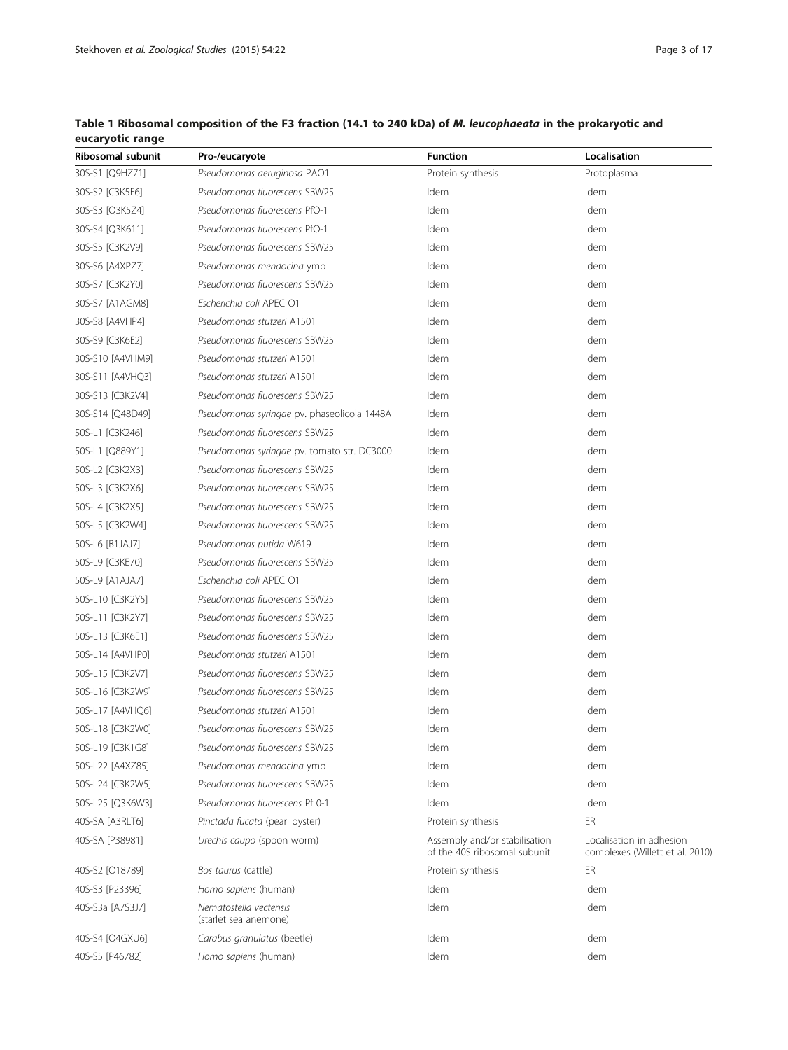**Table 1 Ribosomal composition of the F3 fraction (14.1 to 240 kDa) of *M. leucophaeata* in the prokaryotic and eucaryotic range**

| Ribosomal subunit | Pro-/eucaryote | Function | Localisation |
|---|---|---|---|
| 30S-S1 [Q9HZ71] | *Pseudomonas aeruginosa* PAO1 | Protein synthesis | Protoplasma |
| 30S-S2 [C3K5E6] | *Pseudomonas fluorescens* SBW25 | Idem | Idem |
| 30S-S3 [Q3K5Z4] | *Pseudomonas fluorescens* PfO-1 | Idem | Idem |
| 30S-S4 [Q3K611] | *Pseudomonas fluorescens* PfO-1 | Idem | Idem |
| 30S-S5 [C3K2V9] | *Pseudomonas fluorescens* SBW25 | Idem | Idem |
| 30S-S6 [A4XPZ7] | *Pseudomonas mendocina* ymp | Idem | Idem |
| 30S-S7 [C3K2Y0] | *Pseudomonas fluorescens* SBW25 | Idem | Idem |
| 30S-S7 [A1AGM8] | *Escherichia coli* APEC O1 | Idem | Idem |
| 30S-S8 [A4VHP4] | *Pseudomonas stutzeri* A1501 | Idem | Idem |
| 30S-S9 [C3K6E2] | *Pseudomonas fluorescens* SBW25 | Idem | Idem |
| 30S-S10 [A4VHM9] | *Pseudomonas stutzeri* A1501 | Idem | Idem |
| 30S-S11 [A4VHQ3] | *Pseudomonas stutzeri* A1501 | Idem | Idem |
| 30S-S13 [C3K2V4] | *Pseudomonas fluorescens* SBW25 | Idem | Idem |
| 30S-S14 [Q48D49] | *Pseudomonas syringae* pv. phaseolicola 1448A | Idem | Idem |
| 50S-L1 [C3K246] | *Pseudomonas fluorescens* SBW25 | Idem | Idem |
| 50S-L1 [Q889Y1] | *Pseudomonas syringae* pv. tomato str. DC3000 | Idem | Idem |
| 50S-L2 [C3K2X3] | *Pseudomonas fluorescens* SBW25 | Idem | Idem |
| 50S-L3 [C3K2X6] | *Pseudomonas fluorescens* SBW25 | Idem | Idem |
| 50S-L4 [C3K2X5] | *Pseudomonas fluorescens* SBW25 | Idem | Idem |
| 50S-L5 [C3K2W4] | *Pseudomonas fluorescens* SBW25 | Idem | Idem |
| 50S-L6 [B1JAJ7] | *Pseudomonas putida* W619 | Idem | Idem |
| 50S-L9 [C3KE70] | *Pseudomonas fluorescens* SBW25 | Idem | Idem |
| 50S-L9 [A1AJA7] | *Escherichia coli* APEC O1 | Idem | Idem |
| 50S-L10 [C3K2Y5] | *Pseudomonas fluorescens* SBW25 | Idem | Idem |
| 50S-L11 [C3K2Y7] | *Pseudomonas fluorescens* SBW25 | Idem | Idem |
| 50S-L13 [C3K6E1] | *Pseudomonas fluorescens* SBW25 | Idem | Idem |
| 50S-L14 [A4VHP0] | *Pseudomonas stutzeri* A1501 | Idem | Idem |
| 50S-L15 [C3K2V7] | *Pseudomonas fluorescens* SBW25 | Idem | Idem |
| 50S-L16 [C3K2W9] | *Pseudomonas fluorescens* SBW25 | Idem | Idem |
| 50S-L17 [A4VHQ6] | *Pseudomonas stutzeri* A1501 | Idem | Idem |
| 50S-L18 [C3K2W0] | *Pseudomonas fluorescens* SBW25 | Idem | Idem |
| 50S-L19 [C3K1G8] | *Pseudomonas fluorescens* SBW25 | Idem | Idem |
| 50S-L22 [A4XZ85] | *Pseudomonas mendocina* ymp | Idem | Idem |
| 50S-L24 [C3K2W5] | *Pseudomonas fluorescens* SBW25 | Idem | Idem |
| 50S-L25 [Q3K6W3] | *Pseudomonas fluorescens* Pf 0-1 | Idem | Idem |
| 40S-SA [A3RLT6] | *Pinctada fucata* (pearl oyster) | Protein synthesis | ER |
| 40S-SA [P38981] | *Urechis caupo* (spoon worm) | Assembly and/or stabilisation of the 40S ribosomal subunit | Localisation in adhesion complexes (Willett et al. 2010) |
| 40S-S2 [O18789] | *Bos taurus* (cattle) | Protein synthesis | ER |
| 40S-S3 [P23396] | *Homo sapiens* (human) | Idem | Idem |
| 40S-S3a [A7S3J7] | *Nematostella vectensis* (starlet sea anemone) | Idem | Idem |
| 40S-S4 [Q4GXU6] | *Carabus granulatus* (beetle) | Idem | Idem |
| 40S-S5 [P46782] | *Homo sapiens* (human) | Idem | Idem |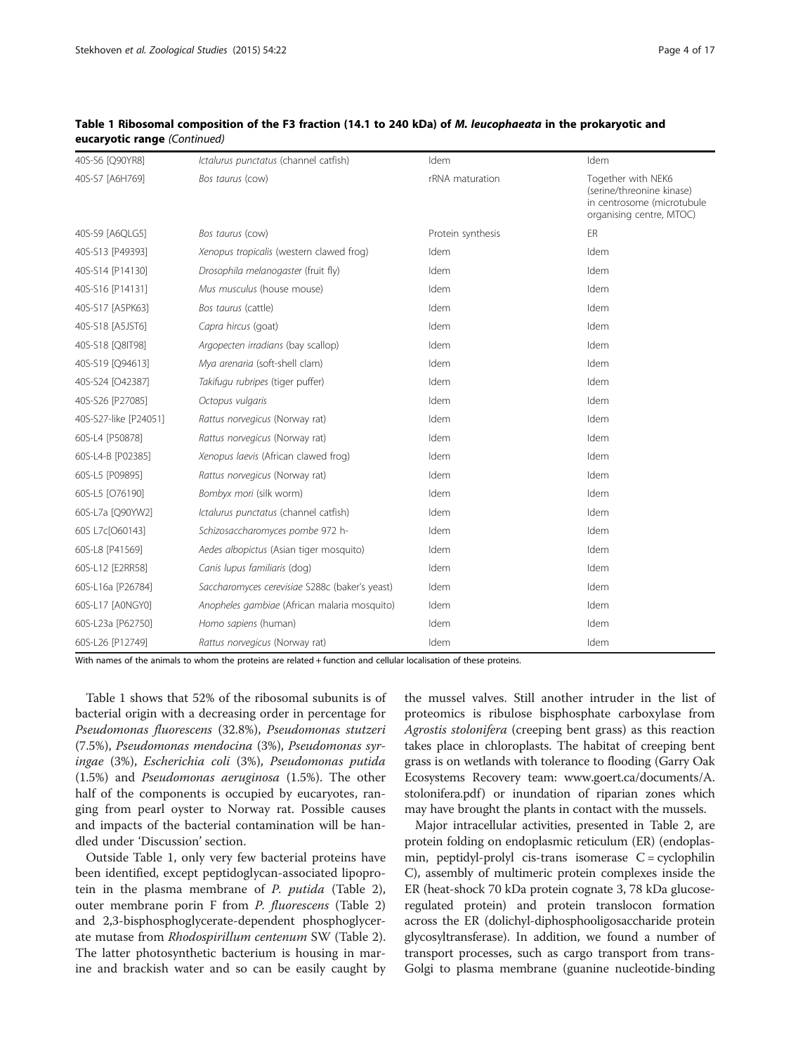**Table 1 Ribosomal composition of the F3 fraction (14.1 to 240 kDa) of *M. leucophaeata* in the prokaryotic and eucaryotic range** *(Continued)*

| | | | |
|---|---|---|---|
| 40S-S6 [Q90YR8] | *Ictalurus punctatus* (channel catfish) | Idem | Idem |
| 40S-S7 [A6H769] | *Bos taurus* (cow) | rRNA maturation | Together with NEK6 (serine/threonine kinase) in centrosome (microtubule organising centre, MTOC) |
| 40S-S9 [A6QLG5] | *Bos taurus* (cow) | Protein synthesis | ER |
| 40S-S13 [P49393] | *Xenopus tropicalis* (western clawed frog) | Idem | Idem |
| 40S-S14 [P14130] | *Drosophila melanogaster* (fruit fly) | Idem | Idem |
| 40S-S16 [P14131] | *Mus musculus* (house mouse) | Idem | Idem |
| 40S-S17 [A5PK63] | *Bos taurus* (cattle) | Idem | Idem |
| 40S-S18 [A5JST6] | *Capra hircus* (goat) | Idem | Idem |
| 40S-S18 [Q8IT98] | *Argopecten irradians* (bay scallop) | Idem | Idem |
| 40S-S19 [Q94613] | *Mya arenaria* (soft-shell clam) | Idem | Idem |
| 40S-S24 [O42387] | *Takifugu rubripes* (tiger puffer) | Idem | Idem |
| 40S-S26 [P27085] | *Octopus vulgaris* | Idem | Idem |
| 40S-S27-like [P24051] | *Rattus norvegicus* (Norway rat) | Idem | Idem |
| 60S-L4 [P50878] | *Rattus norvegicus* (Norway rat) | Idem | Idem |
| 60S-L4-B [P02385] | *Xenopus laevis* (African clawed frog) | Idem | Idem |
| 60S-L5 [P09895] | *Rattus norvegicus* (Norway rat) | Idem | Idem |
| 60S-L5 [O76190] | *Bombyx mori* (silk worm) | Idem | Idem |
| 60S-L7a [Q90YW2] | *Ictalurus punctatus* (channel catfish) | Idem | Idem |
| 60S L7c[O60143] | *Schizosaccharomyces pombe* 972 h- | Idem | Idem |
| 60S-L8 [P41569] | *Aedes albopictus* (Asian tiger mosquito) | Idem | Idem |
| 60S-L12 [E2RR58] | *Canis lupus familiaris* (dog) | Idem | Idem |
| 60S-L16a [P26784] | *Saccharomyces cerevisiae* S288c (baker's yeast) | Idem | Idem |
| 60S-L17 [A0NGY0] | *Anopheles gambiae* (African malaria mosquito) | Idem | Idem |
| 60S-L23a [P62750] | *Homo sapiens* (human) | Idem | Idem |
| 60S-L26 [P12749] | *Rattus norvegicus* (Norway rat) | Idem | Idem |

With names of the animals to whom the proteins are related + function and cellular localisation of these proteins.

Table 1 shows that 52% of the ribosomal subunits is of bacterial origin with a decreasing order in percentage for *Pseudomonas fluorescens* (32.8%), *Pseudomonas stutzeri* (7.5%), *Pseudomonas mendocina* (3%), *Pseudomonas syringae* (3%), *Escherichia coli* (3%), *Pseudomonas putida* (1.5%) and *Pseudomonas aeruginosa* (1.5%). The other half of the components is occupied by eucaryotes, ranging from pearl oyster to Norway rat. Possible causes and impacts of the bacterial contamination will be handled under 'Discussion' section.

Outside Table 1, only very few bacterial proteins have been identified, except peptidoglycan-associated lipoprotein in the plasma membrane of *P. putida* (Table 2), outer membrane porin F from *P. fluorescens* (Table 2) and 2,3-bisphosphoglycerate-dependent phosphoglycerate mutase from *Rhodospirillum centenum* SW (Table 2). The latter photosynthetic bacterium is housing in marine and brackish water and so can be easily caught by the mussel valves. Still another intruder in the list of proteomics is ribulose bisphosphate carboxylase from *Agrostis stolonifera* (creeping bent grass) as this reaction takes place in chloroplasts. The habitat of creeping bent grass is on wetlands with tolerance to flooding (Garry Oak Ecosystems Recovery team: www.goert.ca/documents/A.stolonifera.pdf) or inundation of riparian zones which may have brought the plants in contact with the mussels.

Major intracellular activities, presented in Table 2, are protein folding on endoplasmic reticulum (ER) (endoplasmin, peptidyl-prolyl cis-trans isomerase C = cyclophilin C), assembly of multimeric protein complexes inside the ER (heat-shock 70 kDa protein cognate 3, 78 kDa glucose-regulated protein) and protein translocon formation across the ER (dolichyl-diphosphooligosaccharide protein glycosyltransferase). In addition, we found a number of transport processes, such as cargo transport from trans-Golgi to plasma membrane (guanine nucleotide-binding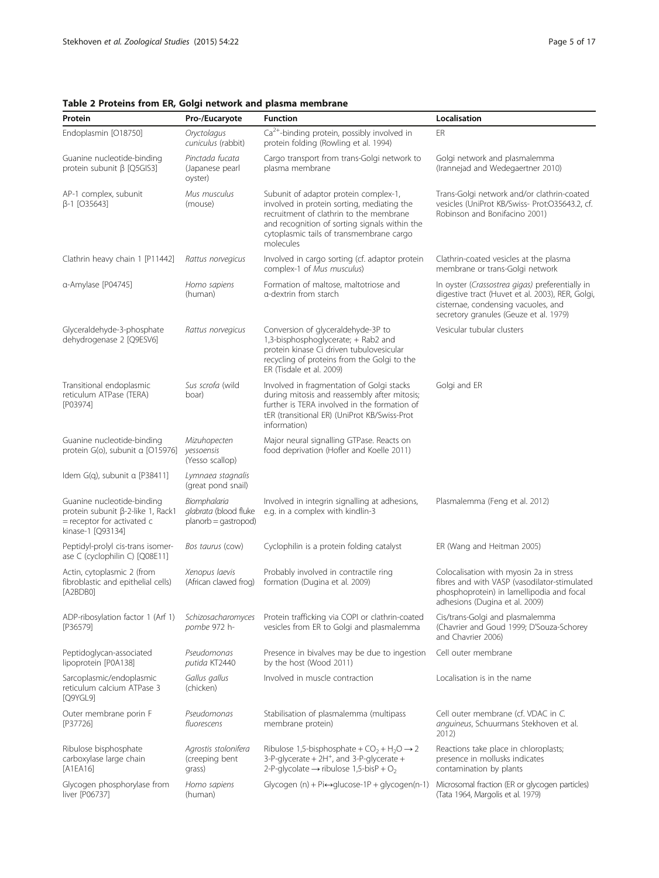**Table 2 Proteins from ER, Golgi network and plasma membrane**

| Protein | Pro-/Eucaryote | Function | Localisation |
|---|---|---|---|
| Endoplasmin [O18750] | *Oryctolagus cuniculus* (rabbit) | $Ca^{2+}$-binding protein, possibly involved in protein folding (Rowling et al. 1994) | ER |
| Guanine nucleotide-binding protein subunit β [Q5GIS3] | *Pinctada fucata* (Japanese pearl oyster) | Cargo transport from trans-Golgi network to plasma membrane | Golgi network and plasmalemma (Irannejad and Wedegaertner 2010) |
| AP-1 complex, subunit β-1 [O35643] | *Mus musculus* (mouse) | Subunit of adaptor protein complex-1, involved in protein sorting, mediating the recruitment of clathrin to the membrane and recognition of sorting signals within the cytoplasmic tails of transmembrane cargo molecules | Trans-Golgi network and/or clathrin-coated vesicles (UniProt KB/Swiss- Prot:O35643.2, cf. Robinson and Bonifacino 2001) |
| Clathrin heavy chain 1 [P11442] | *Rattus norvegicus* | Involved in cargo sorting (cf. adaptor protein complex-1 of *Mus musculus*) | Clathrin-coated vesicles at the plasma membrane or trans-Golgi network |
| α-Amylase [P04745] | *Homo sapiens* (human) | Formation of maltose, maltotriose and α-dextrin from starch | In oyster (*Crassostrea gigas*) preferentially in digestive tract (Huvet et al. 2003), RER, Golgi, cisternae, condensing vacuoles, and secretory granules (Geuze et al. 1979) |
| Glyceraldehyde-3-phosphate dehydrogenase 2 [Q9ESV6] | *Rattus norvegicus* | Conversion of glyceraldehyde-3P to 1,3-bisphosphoglycerate; + Rab2 and protein kinase Ci driven tubulovesicular recycling of proteins from the Golgi to the ER (Tisdale et al. 2009) | Vesicular tubular clusters |
| Transitional endoplasmic reticulum ATPase (TERA) [P03974] | *Sus scrofa* (wild boar) | Involved in fragmentation of Golgi stacks during mitosis and reassembly after mitosis; further is TERA involved in the formation of tER (transitional ER) (UniProt KB/Swiss-Prot information) | Golgi and ER |
| Guanine nucleotide-binding protein G(o), subunit α [O15976] | *Mizuhopecten yessoensis* (Yesso scallop) | Major neural signalling GTPase. Reacts on food deprivation (Hofler and Koelle 2011) | |
| Idem G(q), subunit α [P38411] | *Lymnaea stagnalis* (great pond snail) | | |
| Guanine nucleotide-binding protein subunit β-2-like 1, Rack1 = receptor for activated c kinase-1 [Q93134] | *Biomphalaria glabrata* (blood fluke planorb = gastropod) | Involved in integrin signalling at adhesions, e.g. in a complex with kindlin-3 | Plasmalemma (Feng et al. 2012) |
| Peptidyl-prolyl cis-trans isomerase C (cyclophilin C) [Q08E11] | *Bos taurus* (cow) | Cyclophilin is a protein folding catalyst | ER (Wang and Heitman 2005) |
| Actin, cytoplasmic 2 (from fibroblastic and epithelial cells) [A2BDB0] | *Xenopus laevis* (African clawed frog) | Probably involved in contractile ring formation (Dugina et al. 2009) | Colocalisation with myosin 2a in stress fibres and with VASP (vasodilator-stimulated phosphoprotein) in lamellipodia and focal adhesions (Dugina et al. 2009) |
| ADP-ribosylation factor 1 (Arf 1) [P36579] | *Schizosacharomyces pombe* 972 h- | Protein trafficking via COPI or clathrin-coated vesicles from ER to Golgi and plasmalemma | Cis/trans-Golgi and plasmalemma (Chavrier and Goud 1999; D'Souza-Schorey and Chavrier 2006) |
| Peptidoglycan-associated lipoprotein [P0A138] | *Pseudomonas putida* KT2440 | Presence in bivalves may be due to ingestion by the host (Wood 2011) | Cell outer membrane |
| Sarcoplasmic/endoplasmic reticulum calcium ATPase 3 [Q9YGL9] | *Gallus gallus* (chicken) | Involved in muscle contraction | Localisation is in the name |
| Outer membrane porin F [P37726] | *Pseudomonas fluorescens* | Stabilisation of plasmalemma (multipass membrane protein) | Cell outer membrane (cf. VDAC in *C. anguineus*, Schuurmans Stekhoven et al. 2012) |
| Ribulose bisphosphate carboxylase large chain [A1EA16] | *Agrostis stolonifera* (creeping bent grass) | Ribulose 1,5-bisphosphate + $CO_2$ + $H_2O \rightarrow$ 2 3-P-glycerate + $2H^+$, and 3-P-glycerate + 2-P-glycolate $\rightarrow$ ribulose 1,5-bisP + $O_2$ | Reactions take place in chloroplasts; presence in mollusks indicates contamination by plants |
| Glycogen phosphorylase from liver [P06737] | *Homo sapiens* (human) | Glycogen (n) + Pi$\leftrightarrow$glucose-1P + glycogen(n-1) | Microsomal fraction (ER or glycogen particles) (Tata 1964, Margolis et al. 1979) |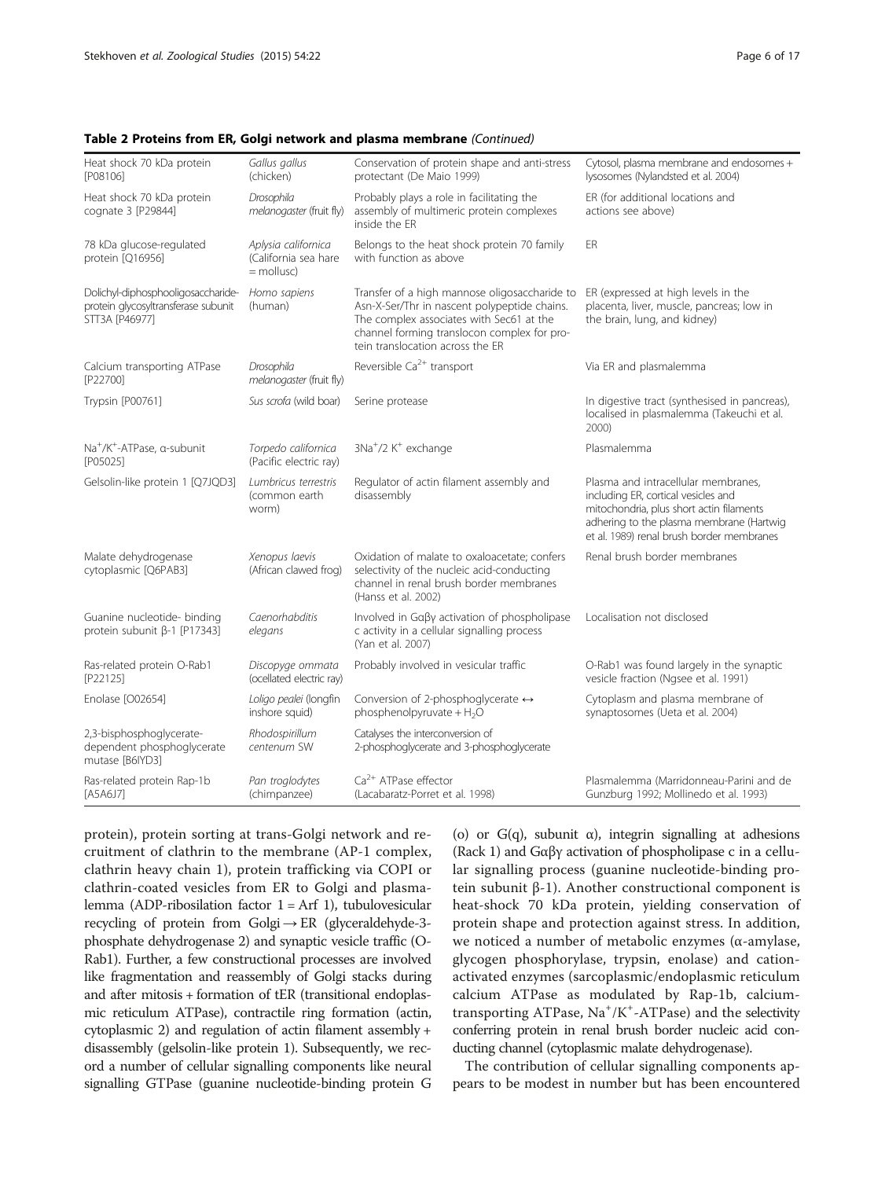**Table 2 Proteins from ER, Golgi network and plasma membrane** *(Continued)*

| | | | |
|---|---|---|---|
| Heat shock 70 kDa protein [P08106] | *Gallus gallus* (chicken) | Conservation of protein shape and anti-stress protectant (De Maio 1999) | Cytosol, plasma membrane and endosomes + lysosomes (Nylandsted et al. 2004) |
| Heat shock 70 kDa protein cognate 3 [P29844] | *Drosophila melanogaster* (fruit fly) | Probably plays a role in facilitating the assembly of multimeric protein complexes inside the ER | ER (for additional locations and actions see above) |
| 78 kDa glucose-regulated protein [Q16956] | *Aplysia californica* (California sea hare = mollusc) | Belongs to the heat shock protein 70 family with function as above | ER |
| Dolichyl-diphosphooligosaccharide-protein glycosyltransferase subunit STT3A [P46977] | *Homo sapiens* (human) | Transfer of a high mannose oligosaccharide to Asn-X-Ser/Thr in nascent polypeptide chains. The complex associates with Sec61 at the channel forming translocon complex for protein translocation across the ER | ER (expressed at high levels in the placenta, liver, muscle, pancreas; low in the brain, lung, and kidney) |
| Calcium transporting ATPase [P22700] | *Drosophila melanogaster* (fruit fly) | Reversible $Ca^{2+}$ transport | Via ER and plasmalemma |
| Trypsin [P00761] | *Sus scrofa* (wild boar) | Serine protease | In digestive tract (synthesised in pancreas), localised in plasmalemma (Takeuchi et al. 2000) |
| $Na^{+}/K^{+}$-ATPase, α-subunit [P05025] | *Torpedo californica* (Pacific electric ray) | $3Na^{+}/2\ K^{+}$ exchange | Plasmalemma |
| Gelsolin-like protein 1 [Q7JQD3] | *Lumbricus terrestris* (common earth worm) | Regulator of actin filament assembly and disassembly | Plasma and intracellular membranes, including ER, cortical vesicles and mitochondria, plus short actin filaments adhering to the plasma membrane (Hartwig et al. 1989) renal brush border membranes |
| Malate dehydrogenase cytoplasmic [Q6PAB3] | *Xenopus laevis* (African clawed frog) | Oxidation of malate to oxaloacetate; confers selectivity of the nucleic acid-conducting channel in renal brush border membranes (Hanss et al. 2002) | Renal brush border membranes |
| Guanine nucleotide- binding protein subunit β-1 [P17343] | *Caenorhabditis elegans* | Involved in Gαβγ activation of phospholipase c activity in a cellular signalling process (Yan et al. 2007) | Localisation not disclosed |
| Ras-related protein O-Rab1 [P22125] | *Discopyge ommata* (ocellated electric ray) | Probably involved in vesicular traffic | O-Rab1 was found largely in the synaptic vesicle fraction (Ngsee et al. 1991) |
| Enolase [O02654] | *Loligo pealei* (longfin inshore squid) | Conversion of 2-phosphoglycerate ↔ phosphenolpyruvate + $H_2O$ | Cytoplasm and plasma membrane of synaptosomes (Ueta et al. 2004) |
| 2,3-bisphosphoglycerate-dependent phosphoglycerate mutase [B6IYD3] | *Rhodospirillum centenum* SW | Catalyses the interconversion of 2-phosphoglycerate and 3-phosphoglycerate | |
| Ras-related protein Rap-1b [A5A6J7] | *Pan troglodytes* (chimpanzee) | $Ca^{2+}$ ATPase effector (Lacabaratz-Porret et al. 1998) | Plasmalemma (Marridonneau-Parini and de Gunzburg 1992; Mollinedo et al. 1993) |

protein), protein sorting at trans-Golgi network and recruitment of clathrin to the membrane (AP-1 complex, clathrin heavy chain 1), protein trafficking via COPI or clathrin-coated vesicles from ER to Golgi and plasmalemma (ADP-ribosilation factor 1 = Arf 1), tubulovesicular recycling of protein from Golgi → ER (glyceraldehyde-3-phosphate dehydrogenase 2) and synaptic vesicle traffic (O-Rab1). Further, a few constructional processes are involved like fragmentation and reassembly of Golgi stacks during and after mitosis + formation of tER (transitional endoplasmic reticulum ATPase), contractile ring formation (actin, cytoplasmic 2) and regulation of actin filament assembly + disassembly (gelsolin-like protein 1). Subsequently, we record a number of cellular signalling components like neural signalling GTPase (guanine nucleotide-binding protein G (o) or G(q), subunit α), integrin signalling at adhesions (Rack 1) and Gαβγ activation of phospholipase c in a cellular signalling process (guanine nucleotide-binding protein subunit β-1). Another constructional component is heat-shock 70 kDa protein, yielding conservation of protein shape and protection against stress. In addition, we noticed a number of metabolic enzymes (α-amylase, glycogen phosphorylase, trypsin, enolase) and cation-activated enzymes (sarcoplasmic/endoplasmic reticulum calcium ATPase as modulated by Rap-1b, calcium-transporting ATPase, $Na^{+}/K^{+}$-ATPase) and the selectivity conferring protein in renal brush border nucleic acid conducting channel (cytoplasmic malate dehydrogenase).

The contribution of cellular signalling components appears to be modest in number but has been encountered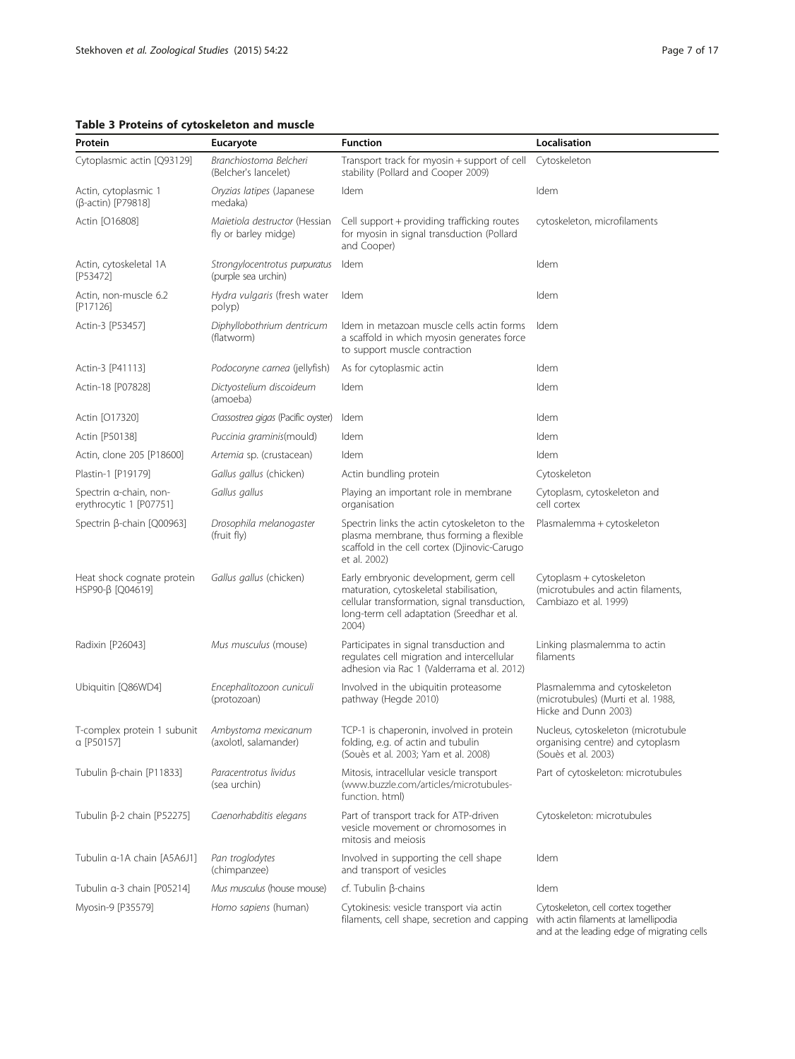**Table 3 Proteins of cytoskeleton and muscle**

| Protein | Eucaryote | Function | Localisation |
|---|---|---|---|
| Cytoplasmic actin [Q93129] | *Branchiostoma Belcheri* (Belcher's lancelet) | Transport track for myosin + support of cell stability (Pollard and Cooper 2009) | Cytoskeleton |
| Actin, cytoplasmic 1 (β-actin) [P79818] | *Oryzias latipes* (Japanese medaka) | Idem | Idem |
| Actin [O16808] | *Maietiola destructor* (Hessian fly or barley midge) | Cell support + providing trafficking routes for myosin in signal transduction (Pollard and Cooper) | cytoskeleton, microfilaments |
| Actin, cytoskeletal 1A [P53472] | *Strongylocentrotus purpuratus* (purple sea urchin) | Idem | Idem |
| Actin, non-muscle 6.2 [P17126] | *Hydra vulgaris* (fresh water polyp) | Idem | Idem |
| Actin-3 [P53457] | *Diphyllobothrium dentricum* (flatworm) | Idem in metazoan muscle cells actin forms a scaffold in which myosin generates force to support muscle contraction | Idem |
| Actin-3 [P41113] | *Podocoryne carnea* (jellyfish) | As for cytoplasmic actin | Idem |
| Actin-18 [P07828] | *Dictyostelium discoideum* (amoeba) | Idem | Idem |
| Actin [O17320] | *Crassostrea gigas* (Pacific oyster) | Idem | Idem |
| Actin [P50138] | *Puccinia graminis*(mould) | Idem | Idem |
| Actin, clone 205 [P18600] | *Artemia* sp. (crustacean) | Idem | Idem |
| Plastin-1 [P19179] | *Gallus gallus* (chicken) | Actin bundling protein | Cytoskeleton |
| Spectrin α-chain, non-erythrocytic 1 [P07751] | *Gallus gallus* | Playing an important role in membrane organisation | Cytoplasm, cytoskeleton and cell cortex |
| Spectrin β-chain [Q00963] | *Drosophila melanogaster* (fruit fly) | Spectrin links the actin cytoskeleton to the plasma membrane, thus forming a flexible scaffold in the cell cortex (Djinovic-Carugo et al. 2002) | Plasmalemma + cytoskeleton |
| Heat shock cognate protein HSP90-β [Q04619] | *Gallus gallus* (chicken) | Early embryonic development, germ cell maturation, cytoskeletal stabilisation, cellular transformation, signal transduction, long-term cell adaptation (Sreedhar et al. 2004) | Cytoplasm + cytoskeleton (microtubules and actin filaments, Cambiazo et al. 1999) |
| Radixin [P26043] | *Mus musculus* (mouse) | Participates in signal transduction and regulates cell migration and intercellular adhesion via Rac 1 (Valderrama et al. 2012) | Linking plasmalemma to actin filaments |
| Ubiquitin [Q86WD4] | *Encephalitozoon cuniculi* (protozoan) | Involved in the ubiquitin proteasome pathway (Hegde 2010) | Plasmalemma and cytoskeleton (microtubules) (Murti et al. 1988, Hicke and Dunn 2003) |
| T-complex protein 1 subunit α [P50157] | *Ambystoma mexicanum* (axolotl, salamander) | TCP-1 is chaperonin, involved in protein folding, e.g. of actin and tubulin (Souès et al. 2003; Yam et al. 2008) | Nucleus, cytoskeleton (microtubule organising centre) and cytoplasm (Souès et al. 2003) |
| Tubulin β-chain [P11833] | *Paracentrotus lividus* (sea urchin) | Mitosis, intracellular vesicle transport (www.buzzle.com/articles/microtubules-function. html) | Part of cytoskeleton: microtubules |
| Tubulin β-2 chain [P52275] | *Caenorhabditis elegans* | Part of transport track for ATP-driven vesicle movement or chromosomes in mitosis and meiosis | Cytoskeleton: microtubules |
| Tubulin α-1A chain [A5A6J1] | *Pan troglodytes* (chimpanzee) | Involved in supporting the cell shape and transport of vesicles | Idem |
| Tubulin α-3 chain [P05214] | *Mus musculus* (house mouse) | cf. Tubulin β-chains | Idem |
| Myosin-9 [P35579] | *Homo sapiens* (human) | Cytokinesis: vesicle transport via actin filaments, cell shape, secretion and capping | Cytoskeleton, cell cortex together with actin filaments at lamellipodia and at the leading edge of migrating cells |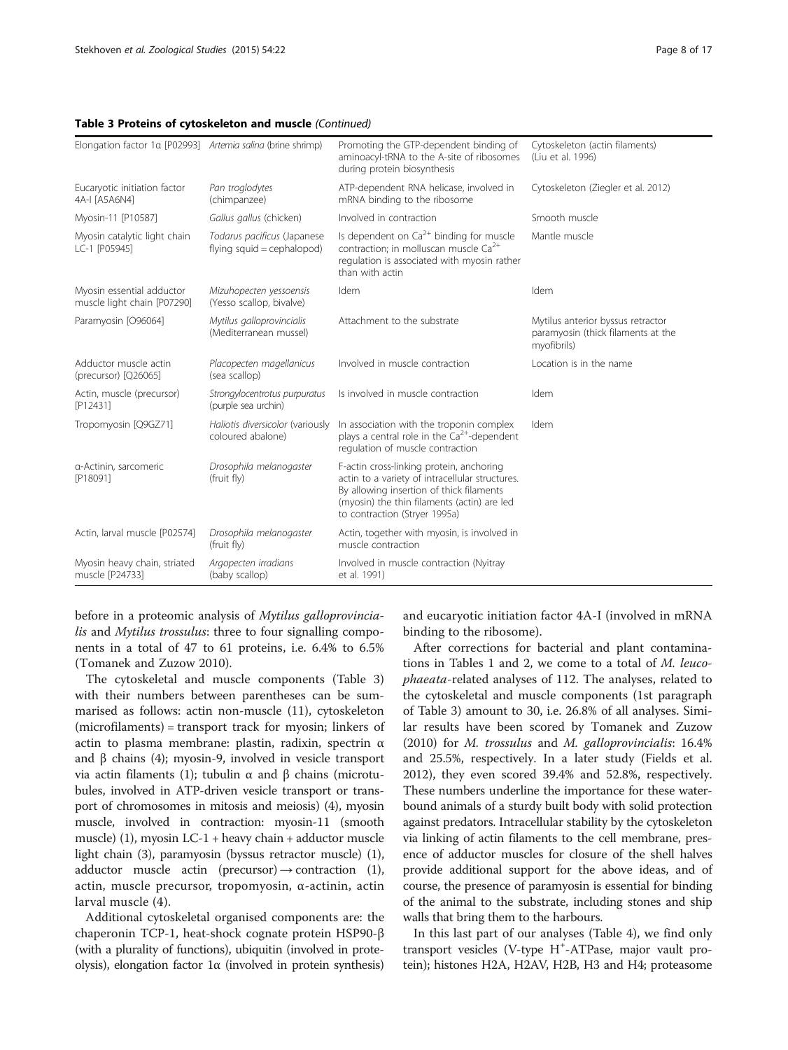**Table 3 Proteins of cytoskeleton and muscle** *(Continued)*

| | | | |
|---|---|---|---|
| Elongation factor 1α [P02993] | *Artemia salina* (brine shrimp) | Promoting the GTP-dependent binding of aminoacyl-tRNA to the A-site of ribosomes during protein biosynthesis | Cytoskeleton (actin filaments) (Liu et al. 1996) |
| Eucaryotic initiation factor 4A-I [A5A6N4] | *Pan troglodytes* (chimpanzee) | ATP-dependent RNA helicase, involved in mRNA binding to the ribosome | Cytoskeleton (Ziegler et al. 2012) |
| Myosin-11 [P10587] | *Gallus gallus* (chicken) | Involved in contraction | Smooth muscle |
| Myosin catalytic light chain LC-1 [P05945] | *Todarus pacificus* (Japanese flying squid = cephalopod) | Is dependent on $Ca^{2+}$ binding for muscle contraction; in molluscan muscle $Ca^{2+}$ regulation is associated with myosin rather than with actin | Mantle muscle |
| Myosin essential adductor muscle light chain [P07290] | *Mizuhopecten yessoensis* (Yesso scallop, bivalve) | Idem | Idem |
| Paramyosin [O96064] | *Mytilus galloprovincialis* (Mediterranean mussel) | Attachment to the substrate | Mytilus anterior byssus retractor paramyosin (thick filaments at the myofibrils) |
| Adductor muscle actin (precursor) [Q26065] | *Placopecten magellanicus* (sea scallop) | Involved in muscle contraction | Location is in the name |
| Actin, muscle (precursor) [P12431] | *Strongylocentrotus purpuratus* (purple sea urchin) | Is involved in muscle contraction | Idem |
| Tropomyosin [Q9GZ71] | *Haliotis diversicolor* (variously coloured abalone) | In association with the troponin complex plays a central role in the $Ca^{2+}$-dependent regulation of muscle contraction | Idem |
| α-Actinin, sarcomeric [P18091] | *Drosophila melanogaster* (fruit fly) | F-actin cross-linking protein, anchoring actin to a variety of intracellular structures. By allowing insertion of thick filaments (myosin) the thin filaments (actin) are led to contraction (Stryer 1995a) | |
| Actin, larval muscle [P02574] | *Drosophila melanogaster* (fruit fly) | Actin, together with myosin, is involved in muscle contraction | |
| Myosin heavy chain, striated muscle [P24733] | *Argopecten irradians* (baby scallop) | Involved in muscle contraction (Nyitray et al. 1991) | |

before in a proteomic analysis of *Mytilus galloprovincialis* and *Mytilus trossulus*: three to four signalling components in a total of 47 to 61 proteins, i.e. 6.4% to 6.5% (Tomanek and Zuzow 2010).

The cytoskeletal and muscle components (Table 3) with their numbers between parentheses can be summarised as follows: actin non-muscle (11), cytoskeleton (microfilaments) = transport track for myosin; linkers of actin to plasma membrane: plastin, radixin, spectrin α and β chains (4); myosin-9, involved in vesicle transport via actin filaments (1); tubulin α and β chains (microtubules, involved in ATP-driven vesicle transport or transport of chromosomes in mitosis and meiosis) (4), myosin muscle, involved in contraction: myosin-11 (smooth muscle) (1), myosin LC-1 + heavy chain + adductor muscle light chain (3), paramyosin (byssus retractor muscle) (1), adductor muscle actin (precursor) → contraction (1), actin, muscle precursor, tropomyosin, α-actinin, actin larval muscle (4).

Additional cytoskeletal organised components are: the chaperonin TCP-1, heat-shock cognate protein HSP90-β (with a plurality of functions), ubiquitin (involved in proteolysis), elongation factor 1α (involved in protein synthesis) and eucaryotic initiation factor 4A-I (involved in mRNA binding to the ribosome).

After corrections for bacterial and plant contaminations in Tables 1 and 2, we come to a total of *M. leucophaeata*-related analyses of 112. The analyses, related to the cytoskeletal and muscle components (1st paragraph of Table 3) amount to 30, i.e. 26.8% of all analyses. Similar results have been scored by Tomanek and Zuzow (2010) for *M. trossulus* and *M. galloprovincialis*: 16.4% and 25.5%, respectively. In a later study (Fields et al. 2012), they even scored 39.4% and 52.8%, respectively. These numbers underline the importance for these water-bound animals of a sturdy built body with solid protection against predators. Intracellular stability by the cytoskeleton via linking of actin filaments to the cell membrane, presence of adductor muscles for closure of the shell halves provide additional support for the above ideas, and of course, the presence of paramyosin is essential for binding of the animal to the substrate, including stones and ship walls that bring them to the harbours.

In this last part of our analyses (Table 4), we find only transport vesicles (V-type $H^+$-ATPase, major vault protein); histones H2A, H2AV, H2B, H3 and H4; proteasome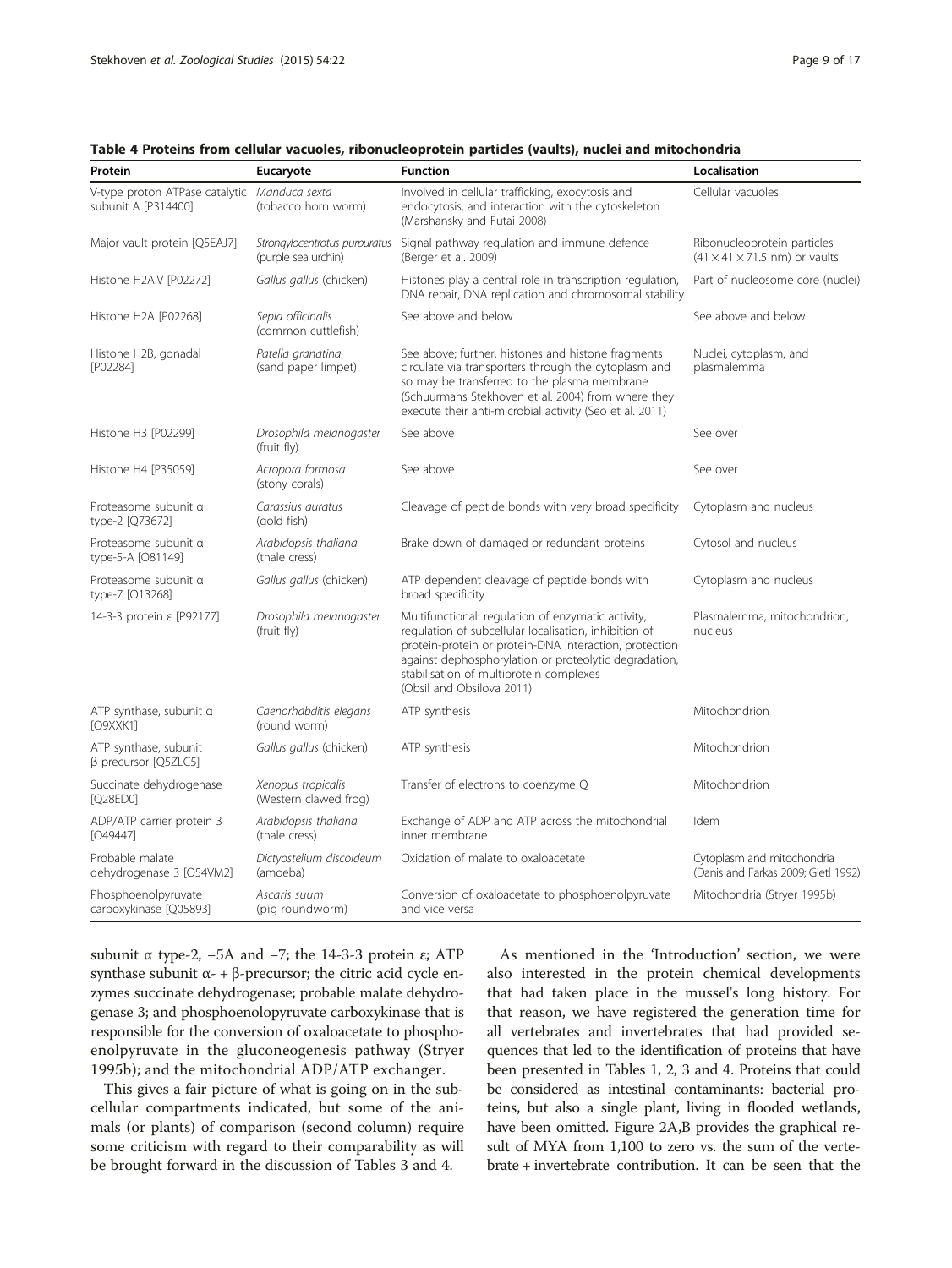**Table 4 Proteins from cellular vacuoles, ribonucleoprotein particles (vaults), nuclei and mitochondria**

| Protein | Eucaryote | Function | Localisation |
|---|---|---|---|
| V-type proton ATPase catalytic subunit A [P314400] | *Manduca sexta* (tobacco horn worm) | Involved in cellular trafficking, exocytosis and endocytosis, and interaction with the cytoskeleton (Marshansky and Futai 2008) | Cellular vacuoles |
| Major vault protein [Q5EAJ7] | *Strongylocentrotus purpuratus* (purple sea urchin) | Signal pathway regulation and immune defence (Berger et al. 2009) | Ribonucleoprotein particles ($41 \times 41 \times 71.5$ nm) or vaults |
| Histone H2A.V [P02272] | *Gallus gallus* (chicken) | Histones play a central role in transcription regulation, DNA repair, DNA replication and chromosomal stability | Part of nucleosome core (nuclei) |
| Histone H2A [P02268] | *Sepia officinalis* (common cuttlefish) | See above and below | See above and below |
| Histone H2B, gonadal [P02284] | *Patella granatina* (sand paper limpet) | See above; further, histones and histone fragments circulate via transporters through the cytoplasm and so may be transferred to the plasma membrane (Schuurmans Stekhoven et al. 2004) from where they execute their anti-microbial activity (Seo et al. 2011) | Nuclei, cytoplasm, and plasmalemma |
| Histone H3 [P02299] | *Drosophila melanogaster* (fruit fly) | See above | See over |
| Histone H4 [P35059] | *Acropora formosa* (stony corals) | See above | See over |
| Proteasome subunit α type-2 [Q73672] | *Carassius auratus* (gold fish) | Cleavage of peptide bonds with very broad specificity | Cytoplasm and nucleus |
| Proteasome subunit α type-5-A [O81149] | *Arabidopsis thaliana* (thale cress) | Brake down of damaged or redundant proteins | Cytosol and nucleus |
| Proteasome subunit α type-7 [O13268] | *Gallus gallus* (chicken) | ATP dependent cleavage of peptide bonds with broad specificity | Cytoplasm and nucleus |
| 14-3-3 protein ε [P92177] | *Drosophila melanogaster* (fruit fly) | Multifunctional: regulation of enzymatic activity, regulation of subcellular localisation, inhibition of protein-protein or protein-DNA interaction, protection against dephosphorylation or proteolytic degradation, stabilisation of multiprotein complexes (Obsil and Obsilova 2011) | Plasmalemma, mitochondrion, nucleus |
| ATP synthase, subunit α [Q9XXK1] | *Caenorhabditis elegans* (round worm) | ATP synthesis | Mitochondrion |
| ATP synthase, subunit β precursor [Q5ZLC5] | *Gallus gallus* (chicken) | ATP synthesis | Mitochondrion |
| Succinate dehydrogenase [Q28ED0] | *Xenopus tropicalis* (Western clawed frog) | Transfer of electrons to coenzyme Q | Mitochondrion |
| ADP/ATP carrier protein 3 [O49447] | *Arabidopsis thaliana* (thale cress) | Exchange of ADP and ATP across the mitochondrial inner membrane | Idem |
| Probable malate dehydrogenase 3 [Q54VM2] | *Dictyostelium discoideum* (amoeba) | Oxidation of malate to oxaloacetate | Cytoplasm and mitochondria (Danis and Farkas 2009; Gietl 1992) |
| Phosphoenolpyruvate carboxykinase [Q05893] | *Ascaris suum* (pig roundworm) | Conversion of oxaloacetate to phosphoenolpyruvate and vice versa | Mitochondria (Stryer 1995b) |

subunit α type-2, −5A and −7; the 14-3-3 protein ε; ATP synthase subunit α- + β-precursor; the citric acid cycle enzymes succinate dehydrogenase; probable malate dehydrogenase 3; and phosphoenolopyruvate carboxykinase that is responsible for the conversion of oxaloacetate to phosphoenolpyruvate in the gluconeogenesis pathway (Stryer 1995b); and the mitochondrial ADP/ATP exchanger.

This gives a fair picture of what is going on in the subcellular compartments indicated, but some of the animals (or plants) of comparison (second column) require some criticism with regard to their comparability as will be brought forward in the discussion of Tables 3 and 4.

As mentioned in the 'Introduction' section, we were also interested in the protein chemical developments that had taken place in the mussel's long history. For that reason, we have registered the generation time for all vertebrates and invertebrates that had provided sequences that led to the identification of proteins that have been presented in Tables 1, 2, 3 and 4. Proteins that could be considered as intestinal contaminants: bacterial proteins, but also a single plant, living in flooded wetlands, have been omitted. Figure 2A,B provides the graphical result of MYA from 1,100 to zero vs. the sum of the vertebrate + invertebrate contribution. It can be seen that the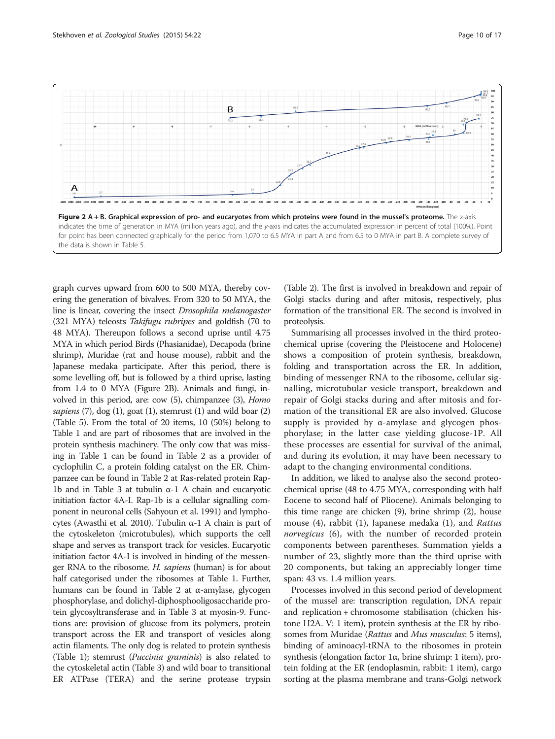**Figure 2 A + B. Graphical expression of pro- and eucaryotes from which proteins were found in the mussel's proteome.** The x-axis indicates the time of generation in MYA (million years ago), and the y-axis indicates the accumulated expression in percent of total (100%). Point for point has been connected graphically for the period from 1,070 to 6.5 MYA in part A and from 6.5 to 0 MYA in part B. A complete survey of the data is shown in Table 5.

graph curves upward from 600 to 500 MYA, thereby covering the generation of bivalves. From 320 to 50 MYA, the line is linear, covering the insect *Drosophila melanogaster* (321 MYA) teleosts *Takifugu rubripes* and goldfish (70 to 48 MYA). Thereupon follows a second uprise until 4.75 MYA in which period Birds (Phasianidae), Decapoda (brine shrimp), Muridae (rat and house mouse), rabbit and the Japanese medaka participate. After this period, there is some levelling off, but is followed by a third uprise, lasting from 1.4 to 0 MYA (Figure 2B). Animals and fungi, involved in this period, are: cow (5), chimpanzee (3), *Homo sapiens* (7), dog (1), goat (1), stemrust (1) and wild boar (2) (Table 5). From the total of 20 items, 10 (50%) belong to Table 1 and are part of ribosomes that are involved in the protein synthesis machinery. The only cow that was missing in Table 1 can be found in Table 2 as a provider of cyclophilin C, a protein folding catalyst on the ER. Chimpanzee can be found in Table 2 at Ras-related protein Rap-1b and in Table 3 at tubulin α-1 A chain and eucaryotic initiation factor 4A-I. Rap-1b is a cellular signalling component in neuronal cells (Sahyoun et al. 1991) and lymphocytes (Awasthi et al. 2010). Tubulin α-1 A chain is part of the cytoskeleton (microtubules), which supports the cell shape and serves as transport track for vesicles. Eucaryotic initiation factor 4A-I is involved in binding of the messenger RNA to the ribosome. *H. sapiens* (human) is for about half categorised under the ribosomes at Table 1. Further, humans can be found in Table 2 at α-amylase, glycogen phosphorylase, and dolichyl-diphosphooligosaccharide protein glycosyltransferase and in Table 3 at myosin-9. Functions are: provision of glucose from its polymers, protein transport across the ER and transport of vesicles along actin filaments. The only dog is related to protein synthesis (Table 1); stemrust (*Puccinia graminis*) is also related to the cytoskeletal actin (Table 3) and wild boar to transitional ER ATPase (TERA) and the serine protease trypsin (Table 2). The first is involved in breakdown and repair of Golgi stacks during and after mitosis, respectively, plus formation of the transitional ER. The second is involved in proteolysis.

Summarising all processes involved in the third proteochemical uprise (covering the Pleistocene and Holocene) shows a composition of protein synthesis, breakdown, folding and transportation across the ER. In addition, binding of messenger RNA to the ribosome, cellular signalling, microtubular vesicle transport, breakdown and repair of Golgi stacks during and after mitosis and formation of the transitional ER are also involved. Glucose supply is provided by α-amylase and glycogen phosphorylase; in the latter case yielding glucose-1P. All these processes are essential for survival of the animal, and during its evolution, it may have been necessary to adapt to the changing environmental conditions.

In addition, we liked to analyse also the second proteochemical uprise (48 to 4.75 MYA, corresponding with half Eocene to second half of Pliocene). Animals belonging to this time range are chicken (9), brine shrimp (2), house mouse (4), rabbit (1), Japanese medaka (1), and *Rattus norvegicus* (6), with the number of recorded protein components between parentheses. Summation yields a number of 23, slightly more than the third uprise with 20 components, but taking an appreciably longer time span: 43 vs. 1.4 million years.

Processes involved in this second period of development of the mussel are: transcription regulation, DNA repair and replication + chromosome stabilisation (chicken histone H2A. V: 1 item), protein synthesis at the ER by ribosomes from Muridae (*Rattus* and *Mus musculus*: 5 items), binding of aminoacyl-tRNA to the ribosomes in protein synthesis (elongation factor 1α, brine shrimp: 1 item), protein folding at the ER (endoplasmin, rabbit: 1 item), cargo sorting at the plasma membrane and trans-Golgi network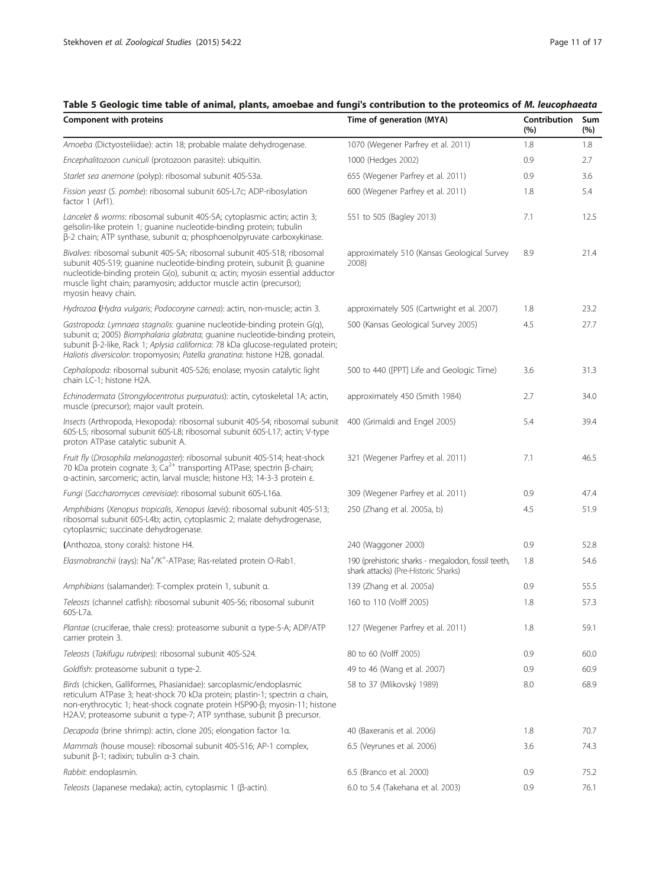**Table 5 Geologic time table of animal, plants, amoebae and fungi's contribution to the proteomics of *M. leucophaeata***

| Component with proteins | Time of generation (MYA) | Contribution (%) | Sum (%) |
|---|---|---|---|
| *Amoeba* (Dictyosteliidae): actin 18; probable malate dehydrogenase. | 1070 (Wegener Parfrey et al. 2011) | 1.8 | 1.8 |
| *Encephalitozoon cuniculi* (protozoon parasite): ubiquitin. | 1000 (Hedges 2002) | 0.9 | 2.7 |
| *Starlet sea anemone* (polyp): ribosomal subunit 40S-S3a. | 655 (Wegener Parfrey et al. 2011) | 0.9 | 3.6 |
| *Fission yeast* (*S. pombe*): ribosomal subunit 60S-L7c; ADP-ribosylation factor 1 (Arf1). | 600 (Wegener Parfrey et al. 2011) | 1.8 | 5.4 |
| *Lancelet & worms*: ribosomal subunit 40S-SA; cytoplasmic actin; actin 3; gelsolin-like protein 1; guanine nucleotide-binding protein; tubulin β-2 chain; ATP synthase, subunit α; phosphoenolpyruvate carboxykinase. | 551 to 505 (Bagley 2013) | 7.1 | 12.5 |
| *Bivalves*: ribosomal subunit 40S-SA; ribosomal subunit 40S-S18; ribosomal subunit 40S-S19; guanine nucleotide-binding protein, subunit β; guanine nucleotide-binding protein G(o), subunit α; actin; myosin essential adductor muscle light chain; paramyosin; adductor muscle actin (precursor); myosin heavy chain. | approximately 510 (Kansas Geological Survey 2008) | 8.9 | 21.4 |
| *Hydrozoa* (*Hydra vulgaris*; *Podocoryne carnea*): actin, non-muscle; actin 3. | approximately 505 (Cartwright et al. 2007) | 1.8 | 23.2 |
| *Gastropoda*: *Lymnaea stagnalis*: guanine nucleotide-binding protein G(q), subunit α; 2005) *Biomphalaria glabrata*: guanine nucleotide-binding protein, subunit β-2-like, Rack 1; *Aplysia californica*: 78 kDa glucose-regulated protein; *Haliotis diversicolor*: tropomyosin; *Patella granatina*: histone H2B, gonadal. | 500 (Kansas Geological Survey 2005) | 4.5 | 27.7 |
| *Cephalopoda*: ribosomal subunit 40S-S26; enolase; myosin catalytic light chain LC-1; histone H2A. | 500 to 440 ([PPT] Life and Geologic Time) | 3.6 | 31.3 |
| *Echinodermata* (*Strongylocentrotus purpuratus*): actin, cytoskeletal 1A; actin, muscle (precursor); major vault protein. | approximately 450 (Smith 1984) | 2.7 | 34.0 |
| *Insects* (Arthropoda, Hexopoda): ribosomal subunit 40S-S4; ribosomal subunit 60S-L5; ribosomal subunit 60S-L8; ribosomal subunit 60S-L17; actin; V-type proton ATPase catalytic subunit A. | 400 (Grimaldi and Engel 2005) | 5.4 | 39.4 |
| *Fruit fly* (*Drosophila melanogaster*): ribosomal subunit 40S-S14; heat-shock 70 kDa protein cognate 3; $Ca^{2+}$ transporting ATPase; spectrin β-chain; α-actinin, sarcomeric; actin, larval muscle; histone H3; 14-3-3 protein ε. | 321 (Wegener Parfrey et al. 2011) | 7.1 | 46.5 |
| *Fungi* (*Saccharomyces cerevisiae*): ribosomal subunit 60S-L16a. | 309 (Wegener Parfrey et al. 2011) | 0.9 | 47.4 |
| *Amphibians* (*Xenopus tropicalis*, *Xenopus laevis*): ribosomal subunit 40S-S13; ribosomal subunit 60S-L4b; actin, cytoplasmic 2; malate dehydrogenase, cytoplasmic; succinate dehydrogenase. | 250 (Zhang et al. 2005a, b) | 4.5 | 51.9 |
| (Anthozoa, stony corals): histone H4. | 240 (Waggoner 2000) | 0.9 | 52.8 |
| *Elasmobranchii* (rays): $Na^{+}/K^{+}$-ATPase; Ras-related protein O-Rab1. | 190 (prehistoric sharks - megalodon, fossil teeth, shark attacks) (Pre-Historic Sharks) | 1.8 | 54.6 |
| *Amphibians* (salamander): T-complex protein 1, subunit α. | 139 (Zhang et al. 2005a) | 0.9 | 55.5 |
| *Teleosts* (channel catfish): ribosomal subunit 40S-S6; ribosomal subunit 60S-L7a. | 160 to 110 (Volff 2005) | 1.8 | 57.3 |
| *Plantae* (cruciferae, thale cress): proteasome subunit α type-5-A; ADP/ATP carrier protein 3. | 127 (Wegener Parfrey et al. 2011) | 1.8 | 59.1 |
| *Teleosts* (*Takifugu rubripes*): ribosomal subunit 40S-S24. | 80 to 60 (Volff 2005) | 0.9 | 60.0 |
| *Goldfish*: proteasome subunit α type-2. | 49 to 46 (Wang et al. 2007) | 0.9 | 60.9 |
| *Birds* (chicken, Galliformes, Phasianidae): sarcoplasmic/endoplasmic reticulum ATPase 3; heat-shock 70 kDa protein; plastin-1; spectrin α chain, non-erythrocytic 1; heat-shock cognate protein HSP90-β; myosin-11; histone H2A.V; proteasome subunit α type-7; ATP synthase, subunit β precursor. | 58 to 37 (Mlíkovský 1989) | 8.0 | 68.9 |
| *Decapoda* (brine shrimp): actin, clone 205; elongation factor 1α. | 40 (Baxeranis et al. 2006) | 1.8 | 70.7 |
| *Mammals* (house mouse): ribosomal subunit 40S-S16; AP-1 complex, subunit β-1; radixin; tubulin α-3 chain. | 6.5 (Veyrunes et al. 2006) | 3.6 | 74.3 |
| *Rabbit*: endoplasmin. | 6.5 (Branco et al. 2000) | 0.9 | 75.2 |
| *Teleosts* (Japanese medaka); actin, cytoplasmic 1 (β-actin). | 6.0 to 5.4 (Takehana et al. 2003) | 0.9 | 76.1 |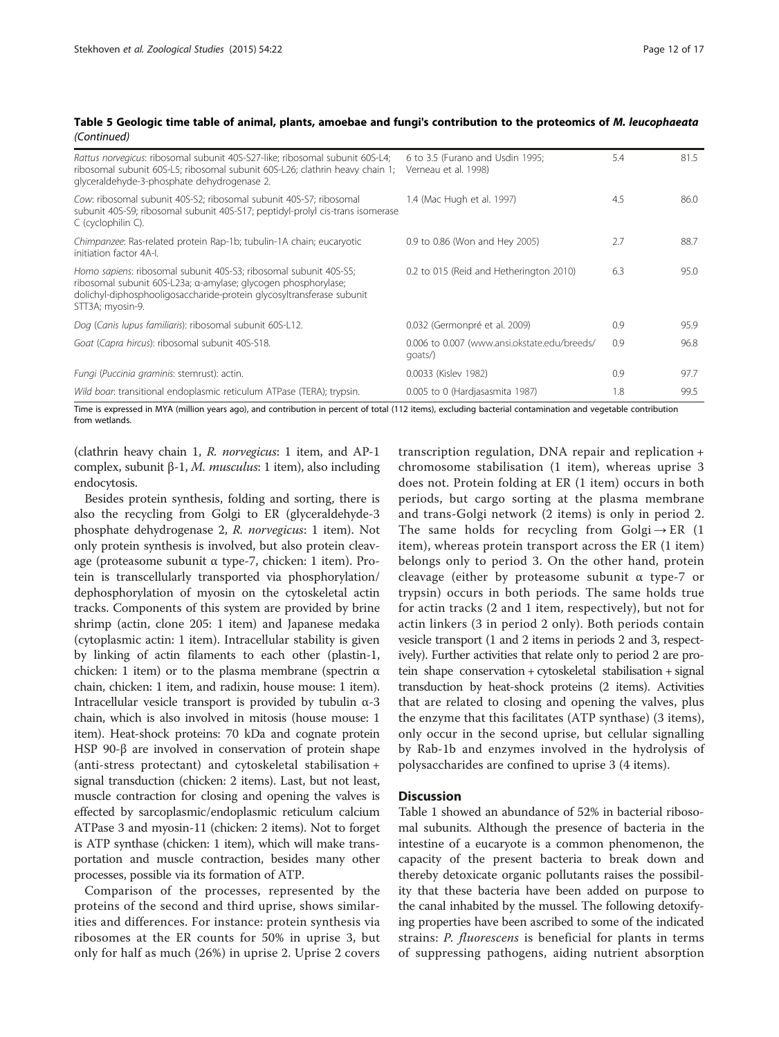**Table 5 Geologic time table of animal, plants, amoebae and fungi's contribution to the proteomics of *M. leucophaeata* (Continued)**

| | | | |
|---|---|---|---|
| *Rattus norvegicus*: ribosomal subunit 40S-S27-like; ribosomal subunit 60S-L4; ribosomal subunit 60S-L5; ribosomal subunit 60S-L26; clathrin heavy chain 1; glyceraldehyde-3-phosphate dehydrogenase 2. | 6 to 3.5 (Furano and Usdin 1995; Verneau et al. 1998) | 5.4 | 81.5 |
| *Cow*: ribosomal subunit 40S-S2; ribosomal subunit 40S-S7; ribosomal subunit 40S-S9; ribosomal subunit 40S-S17; peptidyl-prolyl cis-trans isomerase C (cyclophilin C). | 1.4 (Mac Hugh et al. 1997) | 4.5 | 86.0 |
| *Chimpanzee*: Ras-related protein Rap-1b; tubulin-1A chain; eucaryotic initiation factor 4A-I. | 0.9 to 0.86 (Won and Hey 2005) | 2.7 | 88.7 |
| *Homo sapiens*: ribosomal subunit 40S-S3; ribosomal subunit 40S-S5; ribosomal subunit 60S-L23a; α-amylase; glycogen phosphorylase; dolichyl-diphosphooligosaccharide-protein glycosyltransferase subunit STT3A; myosin-9. | 0.2 to 015 (Reid and Hetherington 2010) | 6.3 | 95.0 |
| Dog (*Canis lupus familiaris*): ribosomal subunit 60S-L12. | 0.032 (Germonpré et al. 2009) | 0.9 | 95.9 |
| Goat (*Capra hircus*): ribosomal subunit 40S-S18. | 0.006 to 0.007 (www.ansi.okstate.edu/breeds/goats/) | 0.9 | 96.8 |
| *Fungi* (*Puccinia graminis*: stemrust): actin. | 0.0033 (Kislev 1982) | 0.9 | 97.7 |
| *Wild boar*: transitional endoplasmic reticulum ATPase (TERA); trypsin. | 0.005 to 0 (Hardjasasmita 1987) | 1.8 | 99.5 |

Time is expressed in MYA (million years ago), and contribution in percent of total (112 items), excluding bacterial contamination and vegetable contribution from wetlands.

(clathrin heavy chain 1, *R. norvegicus*: 1 item, and AP-1 complex, subunit β-1, *M. musculus*: 1 item), also including endocytosis.

Besides protein synthesis, folding and sorting, there is also the recycling from Golgi to ER (glyceraldehyde-3 phosphate dehydrogenase 2, *R. norvegicus*: 1 item). Not only protein synthesis is involved, but also protein cleavage (proteasome subunit α type-7, chicken: 1 item). Protein is transcellularly transported via phosphorylation/dephosphorylation of myosin on the cytoskeletal actin tracks. Components of this system are provided by brine shrimp (actin, clone 205: 1 item) and Japanese medaka (cytoplasmic actin: 1 item). Intracellular stability is given by linking of actin filaments to each other (plastin-1, chicken: 1 item) or to the plasma membrane (spectrin α chain, chicken: 1 item, and radixin, house mouse: 1 item). Intracellular vesicle transport is provided by tubulin α-3 chain, which is also involved in mitosis (house mouse: 1 item). Heat-shock proteins: 70 kDa and cognate protein HSP 90-β are involved in conservation of protein shape (anti-stress protectant) and cytoskeletal stabilisation + signal transduction (chicken: 2 items). Last, but not least, muscle contraction for closing and opening the valves is effected by sarcoplasmic/endoplasmic reticulum calcium ATPase 3 and myosin-11 (chicken: 2 items). Not to forget is ATP synthase (chicken: 1 item), which will make transportation and muscle contraction, besides many other processes, possible via its formation of ATP.

Comparison of the processes, represented by the proteins of the second and third uprise, shows similarities and differences. For instance: protein synthesis via ribosomes at the ER counts for 50% in uprise 3, but only for half as much (26%) in uprise 2. Uprise 2 covers transcription regulation, DNA repair and replication + chromosome stabilisation (1 item), whereas uprise 3 does not. Protein folding at ER (1 item) occurs in both periods, but cargo sorting at the plasma membrane and trans-Golgi network (2 items) is only in period 2. The same holds for recycling from Golgi → ER (1 item), whereas protein transport across the ER (1 item) belongs only to period 3. On the other hand, protein cleavage (either by proteasome subunit α type-7 or trypsin) occurs in both periods. The same holds true for actin tracks (2 and 1 item, respectively), but not for actin linkers (3 in period 2 only). Both periods contain vesicle transport (1 and 2 items in periods 2 and 3, respectively). Further activities that relate only to period 2 are protein shape conservation + cytoskeletal stabilisation + signal transduction by heat-shock proteins (2 items). Activities that are related to closing and opening the valves, plus the enzyme that this facilitates (ATP synthase) (3 items), only occur in the second uprise, but cellular signalling by Rab-1b and enzymes involved in the hydrolysis of polysaccharides are confined to uprise 3 (4 items).

## Discussion

Table 1 showed an abundance of 52% in bacterial ribosomal subunits. Although the presence of bacteria in the intestine of a eucaryote is a common phenomenon, the capacity of the present bacteria to break down and thereby detoxicate organic pollutants raises the possibility that these bacteria have been added on purpose to the canal inhabited by the mussel. The following detoxifying properties have been ascribed to some of the indicated strains: *P. fluorescens* is beneficial for plants in terms of suppressing pathogens, aiding nutrient absorption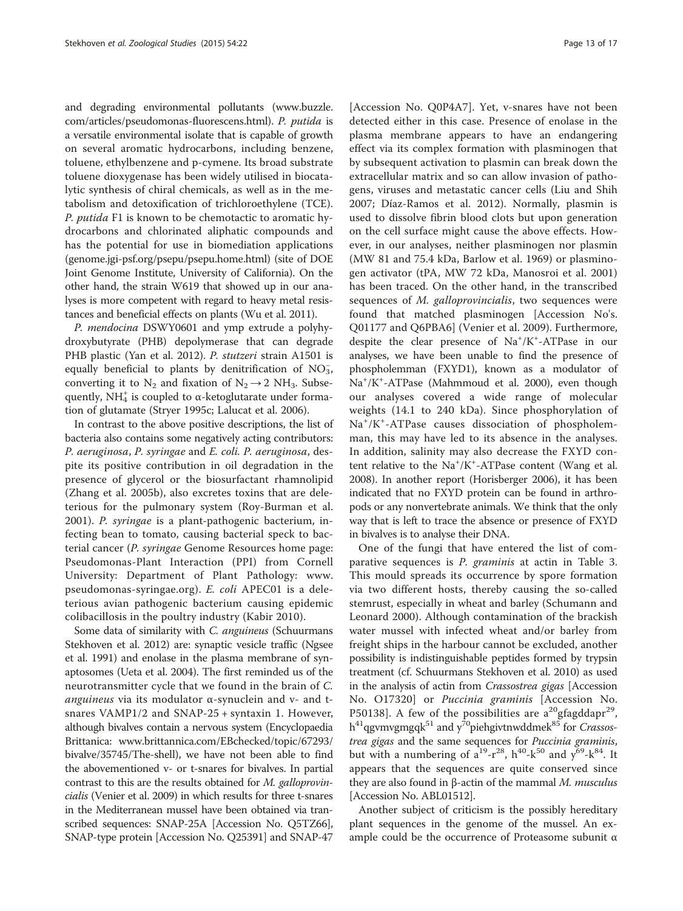and degrading environmental pollutants (www.buzzle.com/articles/pseudomonas-fluorescens.html). *P. putida* is a versatile environmental isolate that is capable of growth on several aromatic hydrocarbons, including benzene, toluene, ethylbenzene and p-cymene. Its broad substrate toluene dioxygenase has been widely utilised in biocatalytic synthesis of chiral chemicals, as well as in the metabolism and detoxification of trichloroethylene (TCE). *P. putida* F1 is known to be chemotactic to aromatic hydrocarbons and chlorinated aliphatic compounds and has the potential for use in biomediation applications (genome.jgi-psf.org/psepu/psepu.home.html) (site of DOE Joint Genome Institute, University of California). On the other hand, the strain W619 that showed up in our analyses is more competent with regard to heavy metal resistances and beneficial effects on plants (Wu et al. 2011).

*P. mendocina* DSWY0601 and ymp extrude a polyhydroxybutyrate (PHB) depolymerase that can degrade PHB plastic (Yan et al. 2012). *P. stutzeri* strain A1501 is equally beneficial to plants by denitrification of $NO_3$, converting it to $N_2$ and fixation of $N_2 \rightarrow 2\ NH_3$. Subsequently, $NH_4^+$ is coupled to α-ketoglutarate under formation of glutamate (Stryer 1995c; Lalucat et al. 2006).

In contrast to the above positive descriptions, the list of bacteria also contains some negatively acting contributors: *P. aeruginosa*, *P. syringae* and *E. coli*. *P. aeruginosa*, despite its positive contribution in oil degradation in the presence of glycerol or the biosurfactant rhamnolipid (Zhang et al. 2005b), also excretes toxins that are deleterious for the pulmonary system (Roy-Burman et al. 2001). *P. syringae* is a plant-pathogenic bacterium, infecting bean to tomato, causing bacterial speck to bacterial cancer (*P. syringae* Genome Resources home page: Pseudomonas-Plant Interaction (PPI) from Cornell University: Department of Plant Pathology: www.pseudomonas-syringae.org). *E. coli* APEC01 is a deleterious avian pathogenic bacterium causing epidemic colibacillosis in the poultry industry (Kabir 2010).

Some data of similarity with *C. anguineus* (Schuurmans Stekhoven et al. 2012) are: synaptic vesicle traffic (Ngsee et al. 1991) and enolase in the plasma membrane of synaptosomes (Ueta et al. 2004). The first reminded us of the neurotransmitter cycle that we found in the brain of *C. anguineus* via its modulator α-synuclein and v- and t-snares VAMP1/2 and SNAP-25 + syntaxin 1. However, although bivalves contain a nervous system (Encyclopaedia Brittanica: www.brittannica.com/EBchecked/topic/67293/bivalve/35745/The-shell), we have not been able to find the abovementioned v- or t-snares for bivalves. In partial contrast to this are the results obtained for *M. galloprovincialis* (Venier et al. 2009) in which results for three t-snares in the Mediterranean mussel have been obtained via transcribed sequences: SNAP-25A [Accession No. Q5TZ66], SNAP-type protein [Accession No. Q25391] and SNAP-47 [Accession No. Q0P4A7]. Yet, v-snares have not been detected either in this case. Presence of enolase in the plasma membrane appears to have an endangering effect via its complex formation with plasminogen that by subsequent activation to plasmin can break down the extracellular matrix and so can allow invasion of pathogens, viruses and metastatic cancer cells (Liu and Shih 2007; Díaz-Ramos et al. 2012). Normally, plasmin is used to dissolve fibrin blood clots but upon generation on the cell surface might cause the above effects. However, in our analyses, neither plasminogen nor plasmin (MW 81 and 75.4 kDa, Barlow et al. 1969) or plasminogen activator (tPA, MW 72 kDa, Manosroi et al. 2001) has been traced. On the other hand, in the transcribed sequences of *M. galloprovincialis*, two sequences were found that matched plasminogen [Accession No's. Q01177 and Q6PBA6] (Venier et al. 2009). Furthermore, despite the clear presence of $Na^+/K^+$-ATPase in our analyses, we have been unable to find the presence of phospholemman (FXYD1), known as a modulator of $Na^+/K^+$-ATPase (Mahmmoud et al. 2000), even though our analyses covered a wide range of molecular weights (14.1 to 240 kDa). Since phosphorylation of $Na^+/K^+$-ATPase causes dissociation of phospholemman, this may have led to its absence in the analyses. In addition, salinity may also decrease the FXYD content relative to the $Na^+/K^+$-ATPase content (Wang et al. 2008). In another report (Horisberger 2006), it has been indicated that no FXYD protein can be found in arthropods or any nonvertebrate animals. We think that the only way that is left to trace the absence or presence of FXYD in bivalves is to analyse their DNA.

One of the fungi that have entered the list of comparative sequences is *P. graminis* at actin in Table 3. This mould spreads its occurrence by spore formation via two different hosts, thereby causing the so-called stemrust, especially in wheat and barley (Schumann and Leonard 2000). Although contamination of the brackish water mussel with infected wheat and/or barley from freight ships in the harbour cannot be excluded, another possibility is indistinguishable peptides formed by trypsin treatment (cf. Schuurmans Stekhoven et al. 2010) as used in the analysis of actin from *Crassostrea gigas* [Accession No. O17320] or *Puccinia graminis* [Accession No. P50138]. A few of the possibilities are $a^{20}$gfagddapr$^{29}$, $h^{41}$qgvmvgmgqk$^{51}$ and $y^{70}$piehgivtnwddmek$^{85}$ for *Crassostrea gigas* and the same sequences for *Puccinia graminis*, but with a numbering of $a^{19}$-$r^{28}$, $h^{40}$-$k^{50}$ and $y^{69}$-$k^{84}$. It appears that the sequences are quite conserved since they are also found in β-actin of the mammal *M. musculus* [Accession No. ABL01512].

Another subject of criticism is the possibly hereditary plant sequences in the genome of the mussel. An example could be the occurrence of Proteasome subunit α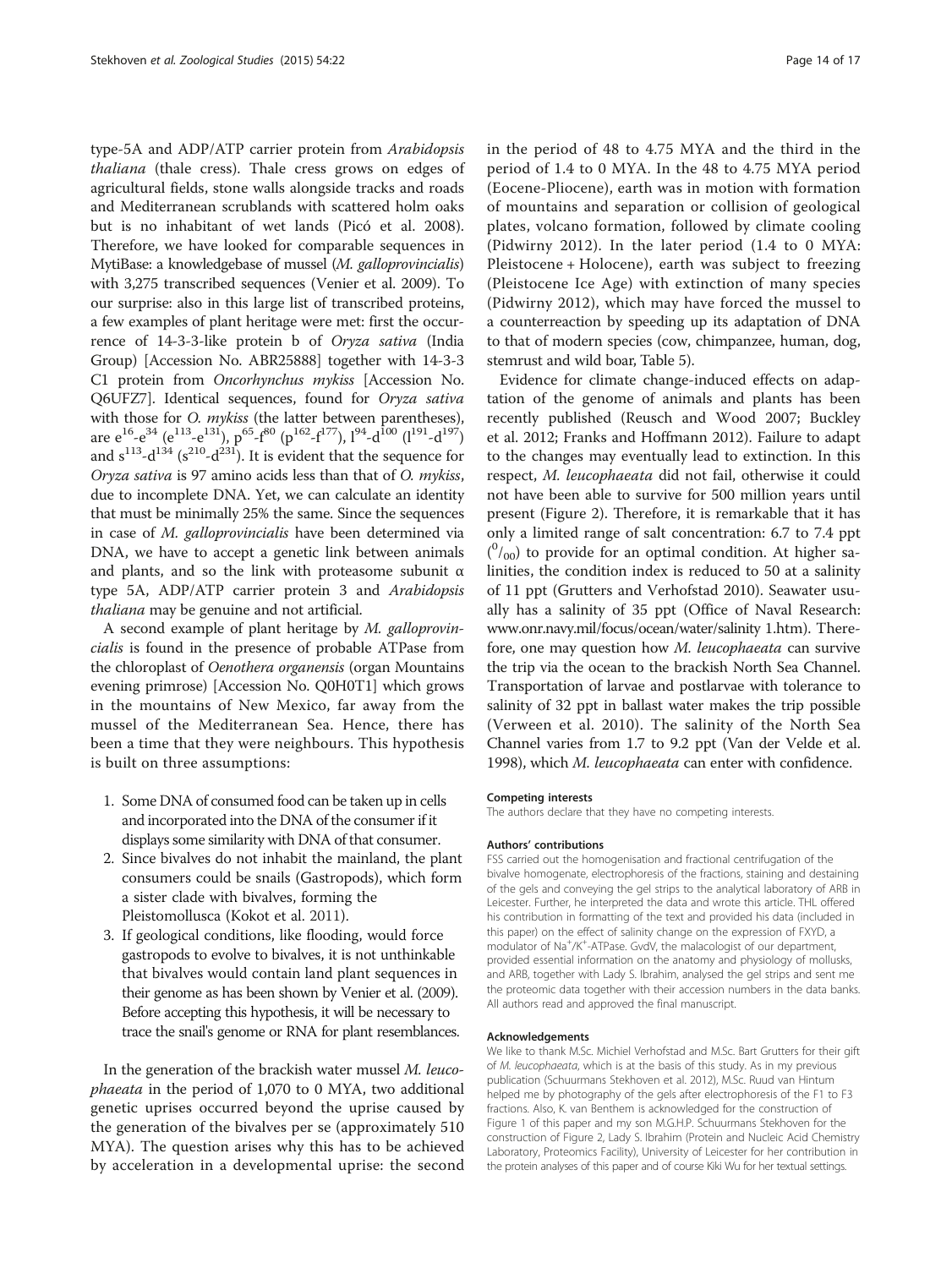type-5A and ADP/ATP carrier protein from *Arabidopsis thaliana* (thale cress). Thale cress grows on edges of agricultural fields, stone walls alongside tracks and roads and Mediterranean scrublands with scattered holm oaks but is no inhabitant of wet lands (Picó et al. 2008). Therefore, we have looked for comparable sequences in MytiBase: a knowledgebase of mussel (*M. galloprovincialis*) with 3,275 transcribed sequences (Venier et al. 2009). To our surprise: also in this large list of transcribed proteins, a few examples of plant heritage were met: first the occurrence of 14-3-3-like protein b of *Oryza sativa* (India Group) [Accession No. ABR25888] together with 14-3-3 C1 protein from *Oncorhynchus mykiss* [Accession No. Q6UFZ7]. Identical sequences, found for *Oryza sativa* with those for *O. mykiss* (the latter between parentheses), are $e^{16}$-$e^{34}$ ($e^{113}$-$e^{131}$), $p^{65}$-$f^{80}$ ($p^{162}$-$f^{177}$), $l^{94}$-$d^{100}$ ($l^{191}$-$d^{197}$) and $s^{113}$-$d^{134}$ ($s^{210}$-$d^{231}$). It is evident that the sequence for *Oryza sativa* is 97 amino acids less than that of *O. mykiss*, due to incomplete DNA. Yet, we can calculate an identity that must be minimally 25% the same. Since the sequences in case of *M. galloprovincialis* have been determined via DNA, we have to accept a genetic link between animals and plants, and so the link with proteasome subunit α type 5A, ADP/ATP carrier protein 3 and *Arabidopsis thaliana* may be genuine and not artificial.

A second example of plant heritage by *M. galloprovincialis* is found in the presence of probable ATPase from the chloroplast of *Oenothera organensis* (organ Mountains evening primrose) [Accession No. Q0H0T1] which grows in the mountains of New Mexico, far away from the mussel of the Mediterranean Sea. Hence, there has been a time that they were neighbours. This hypothesis is built on three assumptions:

1. Some DNA of consumed food can be taken up in cells and incorporated into the DNA of the consumer if it displays some similarity with DNA of that consumer.
2. Since bivalves do not inhabit the mainland, the plant consumers could be snails (Gastropods), which form a sister clade with bivalves, forming the Pleistomollusca (Kokot et al. 2011).
3. If geological conditions, like flooding, would force gastropods to evolve to bivalves, it is not unthinkable that bivalves would contain land plant sequences in their genome as has been shown by Venier et al. (2009). Before accepting this hypothesis, it will be necessary to trace the snail's genome or RNA for plant resemblances.

In the generation of the brackish water mussel *M. leucophaeata* in the period of 1,070 to 0 MYA, two additional genetic uprises occurred beyond the uprise caused by the generation of the bivalves per se (approximately 510 MYA). The question arises why this has to be achieved by acceleration in a developmental uprise: the second in the period of 48 to 4.75 MYA and the third in the period of 1.4 to 0 MYA. In the 48 to 4.75 MYA period (Eocene-Pliocene), earth was in motion with formation of mountains and separation or collision of geological plates, volcano formation, followed by climate cooling (Pidwirny 2012). In the later period (1.4 to 0 MYA: Pleistocene + Holocene), earth was subject to freezing (Pleistocene Ice Age) with extinction of many species (Pidwirny 2012), which may have forced the mussel to a counterreaction by speeding up its adaptation of DNA to that of modern species (cow, chimpanzee, human, dog, stemrust and wild boar, Table 5).

Evidence for climate change-induced effects on adaptation of the genome of animals and plants has been recently published (Reusch and Wood 2007; Buckley et al. 2012; Franks and Hoffmann 2012). Failure to adapt to the changes may eventually lead to extinction. In this respect, *M. leucophaeata* did not fail, otherwise it could not have been able to survive for 500 million years until present (Figure 2). Therefore, it is remarkable that it has only a limited range of salt concentration: 6.7 to 7.4 ppt ($^{0}/_{00}$) to provide for an optimal condition. At higher salinities, the condition index is reduced to 50 at a salinity of 11 ppt (Grutters and Verhofstad 2010). Seawater usually has a salinity of 35 ppt (Office of Naval Research: www.onr.navy.mil/focus/ocean/water/salinity 1.htm). Therefore, one may question how *M. leucophaeata* can survive the trip via the ocean to the brackish North Sea Channel. Transportation of larvae and postlarvae with tolerance to salinity of 32 ppt in ballast water makes the trip possible (Verween et al. 2010). The salinity of the North Sea Channel varies from 1.7 to 9.2 ppt (Van der Velde et al. 1998), which *M. leucophaeata* can enter with confidence.

#### Competing interests

The authors declare that they have no competing interests.

#### Authors' contributions

FSS carried out the homogenisation and fractional centrifugation of the bivalve homogenate, electrophoresis of the fractions, staining and destaining of the gels and conveying the gel strips to the analytical laboratory of ARB in Leicester. Further, he interpreted the data and wrote this article. THL offered his contribution in formatting of the text and provided his data (included in this paper) on the effect of salinity change on the expression of FXYD, a modulator of $Na^{+}/K^{+}$-ATPase. GvdV, the malacologist of our department, provided essential information on the anatomy and physiology of mollusks, and ARB, together with Lady S. Ibrahim, analysed the gel strips and sent me the proteomic data together with their accession numbers in the data banks. All authors read and approved the final manuscript.

#### Acknowledgements

We like to thank M.Sc. Michiel Verhofstad and M.Sc. Bart Grutters for their gift of *M. leucophaeata*, which is at the basis of this study. As in my previous publication (Schuurmans Stekhoven et al. 2012), M.Sc. Ruud van Hintum helped me by photography of the gels after electrophoresis of the F1 to F3 fractions. Also, K. van Benthem is acknowledged for the construction of Figure 1 of this paper and my son M.G.H.P. Schuurmans Stekhoven for the construction of Figure 2, Lady S. Ibrahim (Protein and Nucleic Acid Chemistry Laboratory, Proteomics Facility), University of Leicester for her contribution in the protein analyses of this paper and of course Kiki Wu for her textual settings.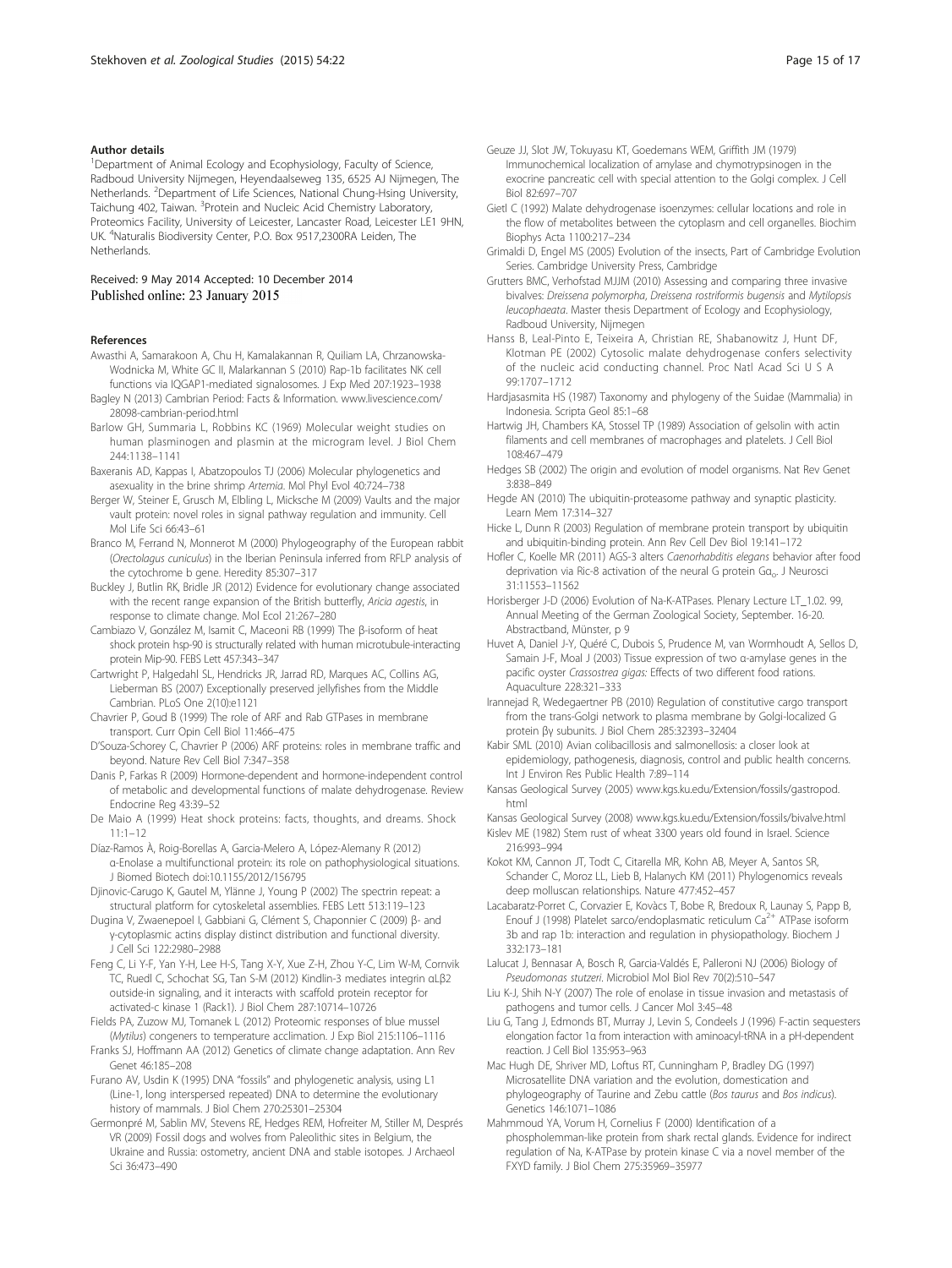#### Author details

[1]Department of Animal Ecology and Ecophysiology, Faculty of Science, Radboud University Nijmegen, Heyendaalseweg 135, 6525 AJ Nijmegen, The Netherlands. [2]Department of Life Sciences, National Chung-Hsing University, Taichung 402, Taiwan. [3]Protein and Nucleic Acid Chemistry Laboratory, Proteomics Facility, University of Leicester, Lancaster Road, Leicester LE1 9HN, UK. [4]Naturalis Biodiversity Center, P.O. Box 9517,2300RA Leiden, The Netherlands.

Received: 9 May 2014 Accepted: 10 December 2014
Published online: 23 January 2015

#### References

Awasthi A, Samarakoon A, Chu H, Kamalakannan R, Quiliam LA, Chrzanowska-Wodnicka M, White GC II, Malarkannan S (2010) Rap-1b facilitates NK cell functions via IQGAP1-mediated signalosomes. J Exp Med 207:1923–1938

Bagley N (2013) Cambrian Period: Facts & Information. www.livescience.com/28098-cambrian-period.html

Barlow GH, Summaria L, Robbins KC (1969) Molecular weight studies on human plasminogen and plasmin at the microgram level. J Biol Chem 244:1138–1141

Baxeranis AD, Kappas I, Abatzopoulos TJ (2006) Molecular phylogenetics and asexuality in the brine shrimp *Artemia*. Mol Phyl Evol 40:724–738

Berger W, Steiner E, Grusch M, Elbling L, Micksche M (2009) Vaults and the major vault protein: novel roles in signal pathway regulation and immunity. Cell Mol Life Sci 66:43–61

Branco M, Ferrand N, Monnerot M (2000) Phylogeography of the European rabbit (*Orectolagus cuniculus*) in the Iberian Peninsula inferred from RFLP analysis of the cytochrome b gene. Heredity 85:307–317

Buckley J, Butlin RK, Bridle JR (2012) Evidence for evolutionary change associated with the recent range expansion of the British butterfly, *Aricia agestis*, in response to climate change. Mol Ecol 21:267–280

Cambiazo V, González M, Isamit C, Maceoni RB (1999) The β-isoform of heat shock protein hsp-90 is structurally related with human microtubule-interacting protein Mip-90. FEBS Lett 457:343–347

Cartwright P, Halgedahl SL, Hendricks JR, Jarrad RD, Marques AC, Collins AG, Lieberman BS (2007) Exceptionally preserved jellyfishes from the Middle Cambrian. PLoS One 2(10):e1121

Chavrier P, Goud B (1999) The role of ARF and Rab GTPases in membrane transport. Curr Opin Cell Biol 11:466–475

D'Souza-Schorey C, Chavrier P (2006) ARF proteins: roles in membrane traffic and beyond. Nature Rev Cell Biol 7:347–358

Danis P, Farkas R (2009) Hormone-dependent and hormone-independent control of metabolic and developmental functions of malate dehydrogenase. Review Endocrine Reg 43:39–52

De Maio A (1999) Heat shock proteins: facts, thoughts, and dreams. Shock 11:1–12

Díaz-Ramos À, Roig-Borellas A, Garcia-Melero A, López-Alemany R (2012) α-Enolase a multifunctional protein: its role on pathophysiological situations. J Biomed Biotech doi:10.1155/2012/156795

Djinovic-Carugo K, Gautel M, Ylänne J, Young P (2002) The spectrin repeat: a structural platform for cytoskeletal assemblies. FEBS Lett 513:119–123

Dugina V, Zwaenepoel I, Gabbiani G, Clément S, Chaponnier C (2009) β- and γ-cytoplasmic actins display distinct distribution and functional diversity. J Cell Sci 122:2980–2988

Feng C, Li Y-F, Yan Y-H, Lee H-S, Tang X-Y, Xue Z-H, Zhou Y-C, Lim W-M, Cornvik TC, Ruedl C, Schochat SG, Tan S-M (2012) Kindlin-3 mediates integrin αLβ2 outside-in signaling, and it interacts with scaffold protein receptor for activated-c kinase 1 (Rack1). J Biol Chem 287:10714–10726

Fields PA, Zuzow MJ, Tomanek L (2012) Proteomic responses of blue mussel (*Mytilus*) congeners to temperature acclimation. J Exp Biol 215:1106–1116

Franks SJ, Hoffmann AA (2012) Genetics of climate change adaptation. Ann Rev Genet 46:185–208

Furano AV, Usdin K (1995) DNA "fossils" and phylogenetic analysis, using L1 (Line-1, long interspersed repeated) DNA to determine the evolutionary history of mammals. J Biol Chem 270:25301–25304

Germonpré M, Sablin MV, Stevens RE, Hedges REM, Hofreiter M, Stiller M, Després VR (2009) Fossil dogs and wolves from Paleolithic sites in Belgium, the Ukraine and Russia: ostometry, ancient DNA and stable isotopes. J Archaeol Sci 36:473–490

Geuze JJ, Slot JW, Tokuyasu KT, Goedemans WEM, Griffith JM (1979) Immunochemical localization of amylase and chymotrypsinogen in the exocrine pancreatic cell with special attention to the Golgi complex. J Cell Biol 82:697–707

Gietl C (1992) Malate dehydrogenase isoenzymes: cellular locations and role in the flow of metabolites between the cytoplasm and cell organelles. Biochim Biophys Acta 1100:217–234

Grimaldi D, Engel MS (2005) Evolution of the insects, Part of Cambridge Evolution Series. Cambridge University Press, Cambridge

Grutters BMC, Verhofstad MJJM (2010) Assessing and comparing three invasive bivalves: *Dreissena polymorpha*, *Dreissena rostriformis bugensis* and *Mytilopsis leucophaeata*. Master thesis Department of Ecology and Ecophysiology, Radboud University, Nijmegen

Hanss B, Leal-Pinto E, Teixeira A, Christian RE, Shabanowitz J, Hunt DF, Klotman PE (2002) Cytosolic malate dehydrogenase confers selectivity of the nucleic acid conducting channel. Proc Natl Acad Sci U S A 99:1707–1712

Hardjasasmita HS (1987) Taxonomy and phylogeny of the Suidae (Mammalia) in Indonesia. Scripta Geol 85:1–68

Hartwig JH, Chambers KA, Stossel TP (1989) Association of gelsolin with actin filaments and cell membranes of macrophages and platelets. J Cell Biol 108:467–479

Hedges SB (2002) The origin and evolution of model organisms. Nat Rev Genet 3:838–849

Hegde AN (2010) The ubiquitin-proteasome pathway and synaptic plasticity. Learn Mem 17:314–327

Hicke L, Dunn R (2003) Regulation of membrane protein transport by ubiquitin and ubiquitin-binding protein. Ann Rev Cell Dev Biol 19:141–172

Hofler C, Koelle MR (2011) AGS-3 alters *Caenorhabditis elegans* behavior after food deprivation via Ric-8 activation of the neural G protein $G\alpha_o$. J Neurosci 31:11553–11562

Horisberger J-D (2006) Evolution of Na-K-ATPases. Plenary Lecture LT_1.02. 99, Annual Meeting of the German Zoological Society, September. 16-20. Abstractband, Münster, p 9

Huvet A, Daniel J-Y, Quéré C, Dubois S, Prudence M, van Wormhoudt A, Sellos D, Samain J-F, Moal J (2003) Tissue expression of two α-amylase genes in the pacific oyster *Crassostrea gigas*: Effects of two different food rations. Aquaculture 228:321–333

Irannejad R, Wedegaertner PB (2010) Regulation of constitutive cargo transport from the trans-Golgi network to plasma membrane by Golgi-localized G protein βγ subunits. J Biol Chem 285:32393–32404

Kabir SML (2010) Avian colibacillosis and salmonellosis: a closer look at epidemiology, pathogenesis, diagnosis, control and public health concerns. Int J Environ Res Public Health 7:89–114

Kansas Geological Survey (2005) www.kgs.ku.edu/Extension/fossils/gastropod.html

Kansas Geological Survey (2008) www.kgs.ku.edu/Extension/fossils/bivalve.html

Kislev ME (1982) Stem rust of wheat 3300 years old found in Israel. Science 216:993–994

Kokot KM, Cannon JT, Todt C, Citarella MR, Kohn AB, Meyer A, Santos SR, Schander C, Moroz LL, Lieb B, Halanych KM (2011) Phylogenomics reveals deep molluscan relationships. Nature 477:452–457

Lacabaratz-Porret C, Corvazier E, Kovàcs T, Bobe R, Bredoux R, Launay S, Papp B, Enouf J (1998) Platelet sarco/endoplasmatic reticulum $Ca^{2+}$ ATPase isoform 3b and rap 1b: interaction and regulation in physiopathology. Biochem J 332:173–181

Lalucat J, Bennasar A, Bosch R, Garcia-Valdés E, Palleroni NJ (2006) Biology of *Pseudomonas stutzeri*. Microbiol Mol Biol Rev 70(2):510–547

Liu K-J, Shih N-Y (2007) The role of enolase in tissue invasion and metastasis of pathogens and tumor cells. J Cancer Mol 3:45–48

Liu G, Tang J, Edmonds BT, Murray J, Levin S, Condeels J (1996) F-actin sequesters elongation factor 1α from interaction with aminoacyl-tRNA in a pH-dependent reaction. J Cell Biol 135:953–963

Mac Hugh DE, Shriver MD, Loftus RT, Cunningham P, Bradley DG (1997) Microsatellite DNA variation and the evolution, domestication and phylogeography of Taurine and Zebu cattle (*Bos taurus* and *Bos indicus*). Genetics 146:1071–1086

Mahmmoud YA, Vorum H, Cornelius F (2000) Identification of a phospholemman-like protein from shark rectal glands. Evidence for indirect regulation of Na, K-ATPase by protein kinase C via a novel member of the FXYD family. J Biol Chem 275:35969–35977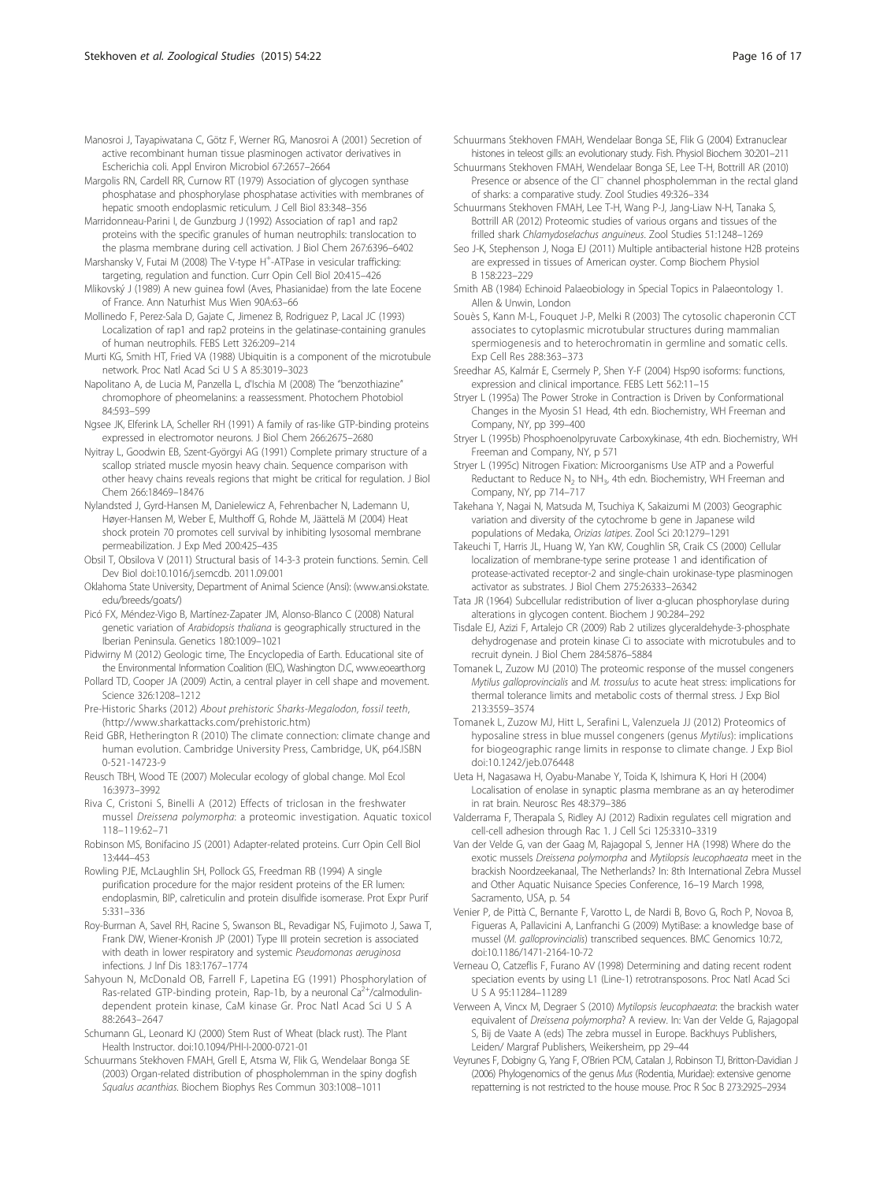Manosroi J, Tayapiwatana C, Götz F, Werner RG, Manosroi A (2001) Secretion of active recombinant human tissue plasminogen activator derivatives in Escherichia coli. Appl Environ Microbiol 67:2657–2664

Margolis RN, Cardell RR, Curnow RT (1979) Association of glycogen synthase phosphatase and phosphorylase phosphatase activities with membranes of hepatic smooth endoplasmic reticulum. J Cell Biol 83:348–356

Marridonneau-Parini I, de Gunzburg J (1992) Association of rap1 and rap2 proteins with the specific granules of human neutrophils: translocation to the plasma membrane during cell activation. J Biol Chem 267:6396–6402

Marshansky V, Futai M (2008) The V-type $H^+$-ATPase in vesicular trafficking: targeting, regulation and function. Curr Opin Cell Biol 20:415–426

Mlíkovský J (1989) A new guinea fowl (Aves, Phasianidae) from the late Eocene of France. Ann Naturhist Mus Wien 90A:63–66

Mollinedo F, Perez-Sala D, Gajate C, Jimenez B, Rodriguez P, Lacal JC (1993) Localization of rap1 and rap2 proteins in the gelatinase-containing granules of human neutrophils. FEBS Lett 326:209–214

Murti KG, Smith HT, Fried VA (1988) Ubiquitin is a component of the microtubule network. Proc Natl Acad Sci U S A 85:3019–3023

Napolitano A, de Lucia M, Panzella L, d'Ischia M (2008) The "benzothiazine" chromophore of pheomelanins: a reassessment. Photochem Photobiol 84:593–599

Ngsee JK, Elferink LA, Scheller RH (1991) A family of ras-like GTP-binding proteins expressed in electromotor neurons. J Biol Chem 266:2675–2680

Nyitray L, Goodwin EB, Szent-Györgyi AG (1991) Complete primary structure of a scallop striated muscle myosin heavy chain. Sequence comparison with other heavy chains reveals regions that might be critical for regulation. J Biol Chem 266:18469–18476

Nylandsted J, Gyrd-Hansen M, Danielewicz A, Fehrenbacher N, Lademann U, Høyer-Hansen M, Weber E, Multhoff G, Rohde M, Jäättelä M (2004) Heat shock protein 70 promotes cell survival by inhibiting lysosomal membrane permeabilization. J Exp Med 200:425–435

Obsil T, Obsilova V (2011) Structural basis of 14-3-3 protein functions. Semin. Cell Dev Biol doi:10.1016/j.semcdb. 2011.09.001

Oklahoma State University, Department of Animal Science (Ansi): (www.ansi.okstate.edu/breeds/goats/)

Picó FX, Méndez-Vigo B, Martínez-Zapater JM, Alonso-Blanco C (2008) Natural genetic variation of *Arabidopsis thaliana* is geographically structured in the Iberian Peninsula. Genetics 180:1009–1021

Pidwirny M (2012) Geologic time, The Encyclopedia of Earth. Educational site of the Environmental Information Coalition (EIC), Washington D.C, www.eoearth.org

Pollard TD, Cooper JA (2009) Actin, a central player in cell shape and movement. Science 326:1208–1212

Pre-Historic Sharks (2012) *About prehistoric Sharks-Megalodon, fossil teeth*, (http://www.sharkattacks.com/prehistoric.htm)

Reid GBR, Hetherington R (2010) The climate connection: climate change and human evolution. Cambridge University Press, Cambridge, UK, p64.ISBN 0-521-14723-9

Reusch TBH, Wood TE (2007) Molecular ecology of global change. Mol Ecol 16:3973–3992

Riva C, Cristoni S, Binelli A (2012) Effects of triclosan in the freshwater mussel *Dreissena polymorpha*: a proteomic investigation. Aquatic toxicol 118–119:62–71

Robinson MS, Bonifacino JS (2001) Adapter-related proteins. Curr Opin Cell Biol 13:444–453

Rowling PJE, McLaughlin SH, Pollock GS, Freedman RB (1994) A single purification procedure for the major resident proteins of the ER lumen: endoplasmin, BIP, calreticulin and protein disulfide isomerase. Prot Expr Purif 5:331–336

Roy-Burman A, Savel RH, Racine S, Swanson BL, Revadigar NS, Fujimoto J, Sawa T, Frank DW, Wiener-Kronish JP (2001) Type III protein secretion is associated with death in lower respiratory and systemic *Pseudomonas aeruginosa* infections. J Inf Dis 183:1767–1774

Sahyoun N, McDonald OB, Farrell F, Lapetina EG (1991) Phosphorylation of Ras-related GTP-binding protein, Rap-1b, by a neuronal $Ca^{2+}$/calmodulin-dependent protein kinase, CaM kinase Gr. Proc Natl Acad Sci U S A 88:2643–2647

Schumann GL, Leonard KJ (2000) Stem Rust of Wheat (black rust). The Plant Health Instructor. doi:10.1094/PHI-I-2000-0721-01

Schuurmans Stekhoven FMAH, Grell E, Atsma W, Flik G, Wendelaar Bonga SE (2003) Organ-related distribution of phospholemman in the spiny dogfish *Squalus acanthias*. Biochem Biophys Res Commun 303:1008–1011

Schuurmans Stekhoven FMAH, Wendelaar Bonga SE, Flik G (2004) Extranuclear histones in teleost gills: an evolutionary study. Fish. Physiol Biochem 30:201–211

Schuurmans Stekhoven FMAH, Wendelaar Bonga SE, Lee T-H, Bottrill AR (2010) Presence or absence of the $Cl^-$ channel phospholemman in the rectal gland of sharks: a comparative study. Zool Studies 49:326–334

Schuurmans Stekhoven FMAH, Lee T-H, Wang P-J, Jang-Liaw N-H, Tanaka S, Bottrill AR (2012) Proteomic studies of various organs and tissues of the frilled shark *Chlamydoselachus anguineus*. Zool Studies 51:1248–1269

Seo J-K, Stephenson J, Noga EJ (2011) Multiple antibacterial histone H2B proteins are expressed in tissues of American oyster. Comp Biochem Physiol B 158:223–229

Smith AB (1984) Echinoid Palaeobiology in Special Topics in Palaeontology 1. Allen & Unwin, London

Souès S, Kann M-L, Fouquet J-P, Melki R (2003) The cytosolic chaperonin CCT associates to cytoplasmic microtubular structures during mammalian spermiogenesis and to heterochromatin in germline and somatic cells. Exp Cell Res 288:363–373

Sreedhar AS, Kalmár E, Csermely P, Shen Y-F (2004) Hsp90 isoforms: functions, expression and clinical importance. FEBS Lett 562:11–15

Stryer L (1995a) The Power Stroke in Contraction is Driven by Conformational Changes in the Myosin S1 Head, 4th edn. Biochemistry, WH Freeman and Company, NY, pp 399–400

Stryer L (1995b) Phosphoenolpyruvate Carboxykinase, 4th edn. Biochemistry, WH Freeman and Company, NY, p 571

Stryer L (1995c) Nitrogen Fixation: Microorganisms Use ATP and a Powerful Reductant to Reduce $N_2$ to $NH_3$, 4th edn. Biochemistry, WH Freeman and Company, NY, pp 714–717

Takehana Y, Nagai N, Matsuda M, Tsuchiya K, Sakaizumi M (2003) Geographic variation and diversity of the cytochrome b gene in Japanese wild populations of Medaka, *Orizias latipes*. Zool Sci 20:1279–1291

Takeuchi T, Harris JL, Huang W, Yan KW, Coughlin SR, Craik CS (2000) Cellular localization of membrane-type serine protease 1 and identification of protease-activated receptor-2 and single-chain urokinase-type plasminogen activator as substrates. J Biol Chem 275:26333–26342

Tata JR (1964) Subcellular redistribution of liver α-glucan phosphorylase during alterations in glycogen content. Biochem J 90:284–292

Tisdale EJ, Azizi F, Artalejo CR (2009) Rab 2 utilizes glyceraldehyde-3-phosphate dehydrogenase and protein kinase Ci to associate with microtubules and to recruit dynein. J Biol Chem 284:5876–5884

Tomanek L, Zuzow MJ (2010) The proteomic response of the mussel congeners *Mytilus galloprovincialis* and *M. trossulus* to acute heat stress: implications for thermal tolerance limits and metabolic costs of thermal stress. J Exp Biol 213:3559–3574

Tomanek L, Zuzow MJ, Hitt L, Serafini L, Valenzuela JJ (2012) Proteomics of hyposaline stress in blue mussel congeners (genus *Mytilus*): implications for biogeographic range limits in response to climate change. J Exp Biol doi:10.1242/jeb.076448

Ueta H, Nagasawa H, Oyabu-Manabe Y, Toida K, Ishimura K, Hori H (2004) Localisation of enolase in synaptic plasma membrane as an αγ heterodimer in rat brain. Neurosc Res 48:379–386

Valderrama F, Therapala S, Ridley AJ (2012) Radixin regulates cell migration and cell-cell adhesion through Rac 1. J Cell Sci 125:3310–3319

Van der Velde G, van der Gaag M, Rajagopal S, Jenner HA (1998) Where do the exotic mussels *Dreissena polymorpha* and *Mytilopsis leucophaeata* meet in the brackish Noordzeekanaal, The Netherlands? In: 8th International Zebra Mussel and Other Aquatic Nuisance Species Conference, 16–19 March 1998, Sacramento, USA, p. 54

Venier P, de Pittà C, Bernante F, Varotto L, de Nardi B, Bovo G, Roch P, Novoa B, Figueras A, Pallavicini A, Lanfranchi G (2009) MytiBase: a knowledge base of mussel (*M. galloprovincialis*) transcribed sequences. BMC Genomics 10:72, doi:10.1186/1471-2164-10-72

Verneau O, Catzeflis F, Furano AV (1998) Determining and dating recent rodent speciation events by using L1 (Line-1) retrotransposons. Proc Natl Acad Sci U S A 95:11284–11289

Verween A, Vincx M, Degraer S (2010) *Mytilopsis leucophaeata*: the brackish water equivalent of *Dreissena polymorpha*? A review. In: Van der Velde G, Rajagopal S, Bij de Vaate A (eds) The zebra mussel in Europe. Backhuys Publishers, Leiden/ Margraf Publishers, Weikersheim, pp 29–44

Veyrunes F, Dobigny G, Yang F, O'Brien PCM, Catalan J, Robinson TJ, Britton-Davidian J (2006) Phylogenomics of the genus *Mus* (Rodentia, Muridae): extensive genome repatterning is not restricted to the house mouse. Proc R Soc B 273:2925–2934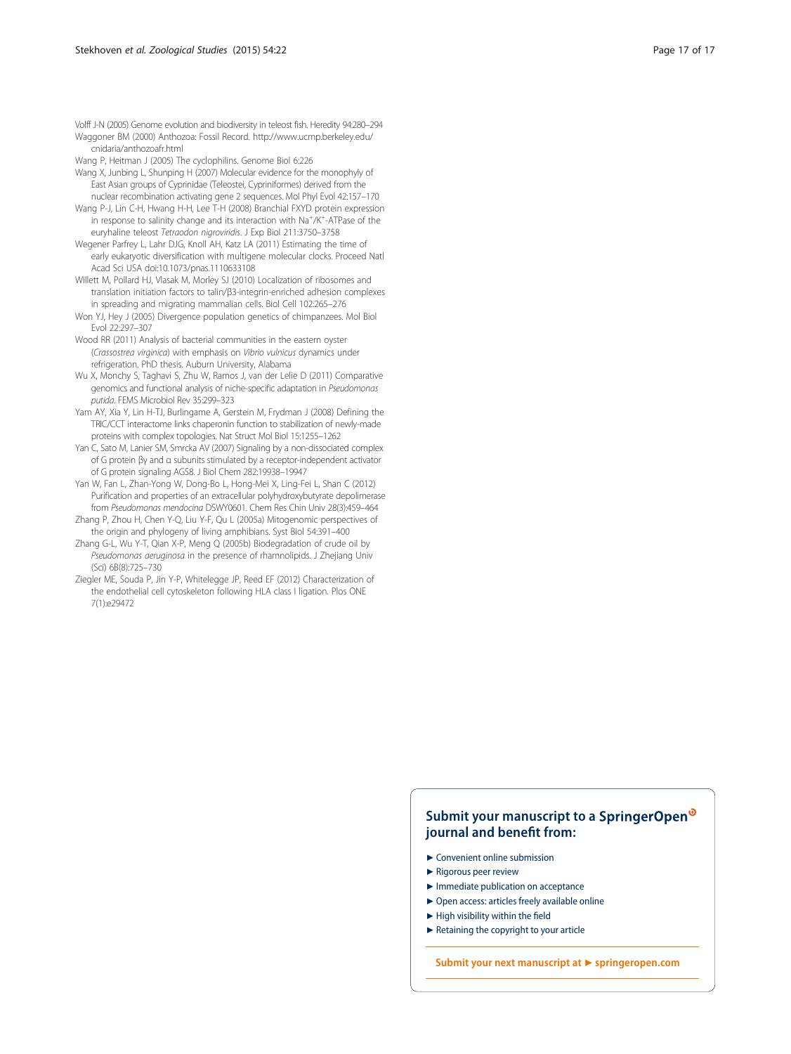Volff J-N (2005) Genome evolution and biodiversity in teleost fish. Heredity 94:280–294

Waggoner BM (2000) Anthozoa: Fossil Record. http://www.ucmp.berkeley.edu/cnidaria/anthozoafr.html

Wang P, Heitman J (2005) The cyclophilins. Genome Biol 6:226

Wang X, Junbing L, Shunping H (2007) Molecular evidence for the monophyly of East Asian groups of Cyprinidae (Teleostei, Cypriniformes) derived from the nuclear recombination activating gene 2 sequences. Mol Phyl Evol 42:157–170

Wang P-J, Lin C-H, Hwang H-H, Lee T-H (2008) Branchial FXYD protein expression in response to salinity change and its interaction with $Na^+/K^+$-ATPase of the euryhaline teleost *Tetraodon nigroviridis*. J Exp Biol 211:3750–3758

Wegener Parfrey L, Lahr DJG, Knoll AH, Katz LA (2011) Estimating the time of early eukaryotic diversification with multigene molecular clocks. Proceed Natl Acad Sci USA doi:10.1073/pnas.1110633108

Willett M, Pollard HJ, Vlasak M, Morley SJ (2010) Localization of ribosomes and translation initiation factors to talin/β3-integrin-enriched adhesion complexes in spreading and migrating mammalian cells. Biol Cell 102:265–276

Won YJ, Hey J (2005) Divergence population genetics of chimpanzees. Mol Biol Evol 22:297–307

Wood RR (2011) Analysis of bacterial communities in the eastern oyster (*Crassostrea virginica*) with emphasis on *Vibrio vulnicus* dynamics under refrigeration. PhD thesis. Auburn University, Alabama

Wu X, Monchy S, Taghavi S, Zhu W, Ramos J, van der Lelie D (2011) Comparative genomics and functional analysis of niche-specific adaptation in *Pseudomonas putida*. FEMS Microbiol Rev 35:299–323

Yam AY, Xia Y, Lin H-TJ, Burlingame A, Gerstein M, Frydman J (2008) Defining the TRiC/CCT interactome links chaperonin function to stabilization of newly-made proteins with complex topologies. Nat Struct Mol Biol 15:1255–1262

Yan C, Sato M, Lanier SM, Smrcka AV (2007) Signaling by a non-dissociated complex of G protein βγ and α subunits stimulated by a receptor-independent activator of G protein signaling AGS8. J Biol Chem 282:19938–19947

Yan W, Fan L, Zhan-Yong W, Dong-Bo L, Hong-Mei X, Ling-Fei L, Shan C (2012) Purification and properties of an extracellular polyhydroxybutyrate depolimerase from *Pseudomonas mendocina* DSWY0601. Chem Res Chin Univ 28(3):459–464

Zhang P, Zhou H, Chen Y-Q, Liu Y-F, Qu L (2005a) Mitogenomic perspectives of the origin and phylogeny of living amphibians. Syst Biol 54:391–400

Zhang G-L, Wu Y-T, Qian X-P, Meng Q (2005b) Biodegradation of crude oil by *Pseudomonas aeruginosa* in the presence of rhamnolipids. J Zhejiang Univ (Sci) 6B(8):725–730

Ziegler ME, Souda P, Jin Y-P, Whitelegge JP, Reed EF (2012) Characterization of the endothelial cell cytoskeleton following HLA class I ligation. Plos ONE 7(1):e29472

**Submit your manuscript to a SpringerOpen journal and benefit from:**

- ► Convenient online submission
- ► Rigorous peer review
- ► Immediate publication on acceptance
- ► Open access: articles freely available online
- ► High visibility within the field
- ► Retaining the copyright to your article

**Submit your next manuscript at ► springeropen.com**